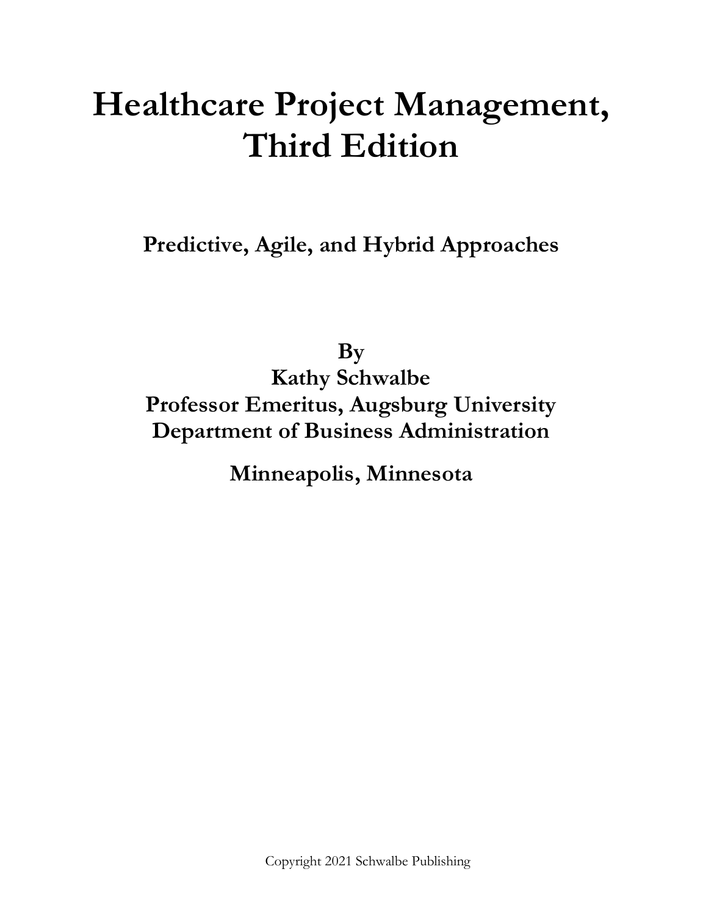# Healthcare Project Management, Third Edition

## Predictive, Agile, and Hybrid Approaches

**By**
**Kathy Schwalbe**
**Professor Emeritus, Augsburg University**
**Department of Business Administration**

**Minneapolis, Minnesota**

Copyright 2021 Schwalbe Publishing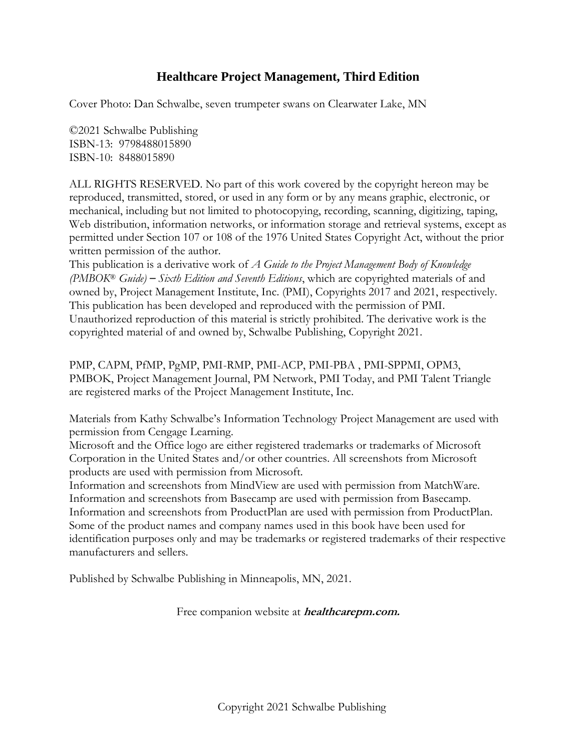# Healthcare Project Management, Third Edition

Cover Photo: Dan Schwalbe, seven trumpeter swans on Clearwater Lake, MN

©2021 Schwalbe Publishing
ISBN-13: 9798488015890
ISBN-10: 8488015890

ALL RIGHTS RESERVED. No part of this work covered by the copyright hereon may be reproduced, transmitted, stored, or used in any form or by any means graphic, electronic, or mechanical, including but not limited to photocopying, recording, scanning, digitizing, taping, Web distribution, information networks, or information storage and retrieval systems, except as permitted under Section 107 or 108 of the 1976 United States Copyright Act, without the prior written permission of the author.
This publication is a derivative work of *A Guide to the Project Management Body of Knowledge (PMBOK® Guide) – Sixth Edition and Seventh Editions*, which are copyrighted materials of and owned by, Project Management Institute, Inc. (PMI), Copyrights 2017 and 2021, respectively. This publication has been developed and reproduced with the permission of PMI. Unauthorized reproduction of this material is strictly prohibited. The derivative work is the copyrighted material of and owned by, Schwalbe Publishing, Copyright 2021.

PMP, CAPM, PfMP, PgMP, PMI-RMP, PMI-ACP, PMI-PBA , PMI-SPPMI, OPM3, PMBOK, Project Management Journal, PM Network, PMI Today, and PMI Talent Triangle are registered marks of the Project Management Institute, Inc.

Materials from Kathy Schwalbe's Information Technology Project Management are used with permission from Cengage Learning.
Microsoft and the Office logo are either registered trademarks or trademarks of Microsoft Corporation in the United States and/or other countries. All screenshots from Microsoft products are used with permission from Microsoft.
Information and screenshots from MindView are used with permission from MatchWare.
Information and screenshots from Basecamp are used with permission from Basecamp.
Information and screenshots from ProductPlan are used with permission from ProductPlan.
Some of the product names and company names used in this book have been used for identification purposes only and may be trademarks or registered trademarks of their respective manufacturers and sellers.

Published by Schwalbe Publishing in Minneapolis, MN, 2021.

Free companion website at ***healthcarepm.com.***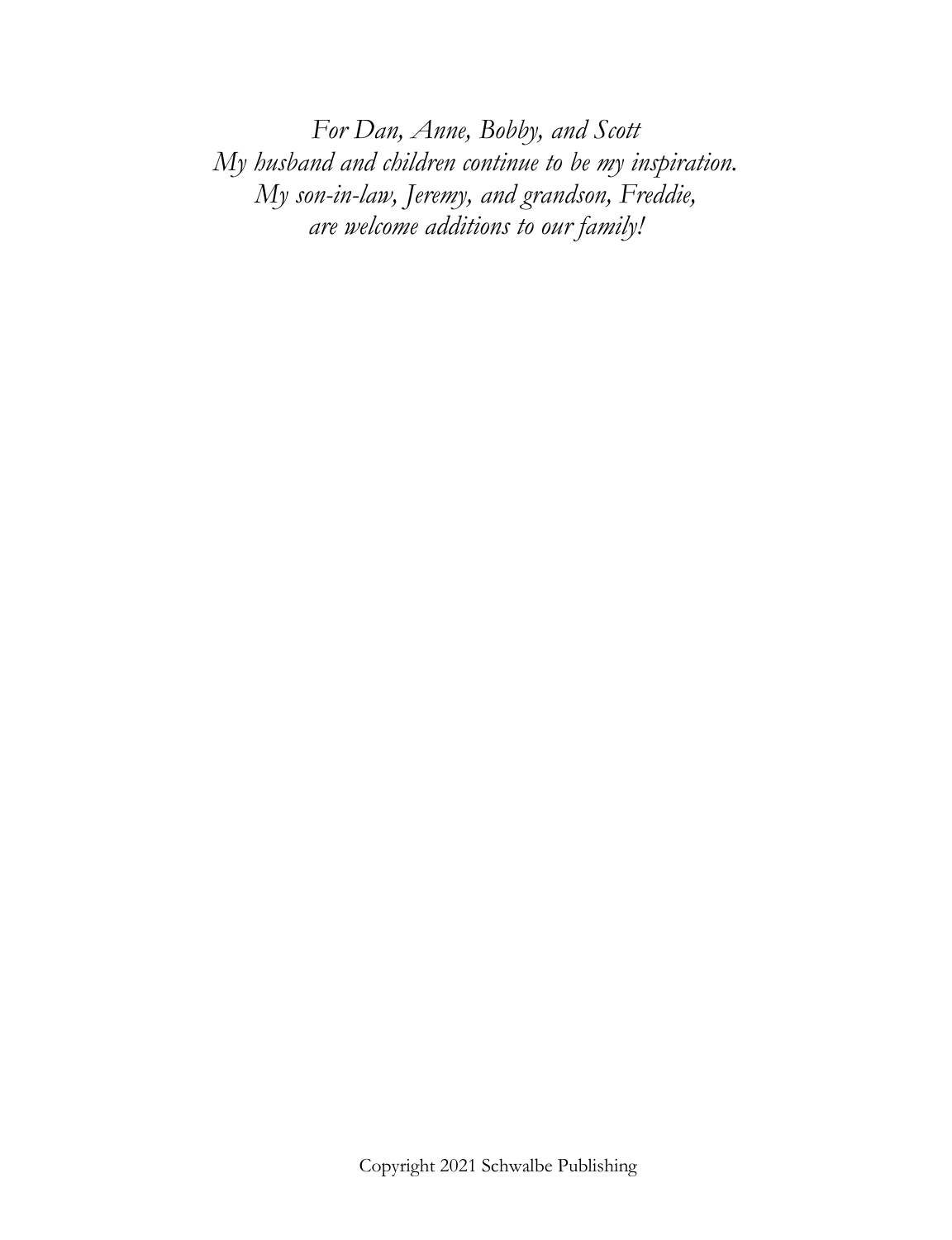*For Dan, Anne, Bobby, and Scott*
*My husband and children continue to be my inspiration.*
*My son-in-law, Jeremy, and grandson, Freddie,*
*are welcome additions to our family!*

Copyright 2021 Schwalbe Publishing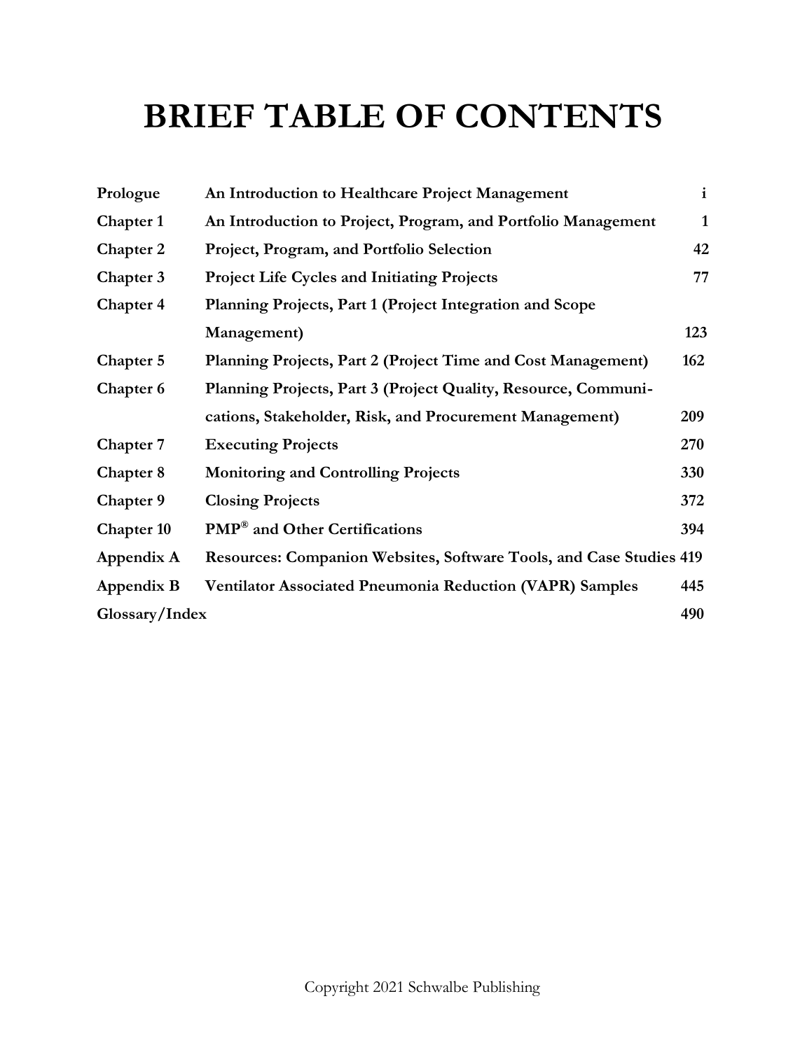# BRIEF TABLE OF CONTENTS

| | | |
|---|---|---|
| **Prologue** | **An Introduction to Healthcare Project Management** | **i** |
| **Chapter 1** | **An Introduction to Project, Program, and Portfolio Management** | **1** |
| **Chapter 2** | **Project, Program, and Portfolio Selection** | **42** |
| **Chapter 3** | **Project Life Cycles and Initiating Projects** | **77** |
| **Chapter 4** | **Planning Projects, Part 1 (Project Integration and Scope Management)** | **123** |
| **Chapter 5** | **Planning Projects, Part 2 (Project Time and Cost Management)** | **162** |
| **Chapter 6** | **Planning Projects, Part 3 (Project Quality, Resource, Communications, Stakeholder, Risk, and Procurement Management)** | **209** |
| **Chapter 7** | **Executing Projects** | **270** |
| **Chapter 8** | **Monitoring and Controlling Projects** | **330** |
| **Chapter 9** | **Closing Projects** | **372** |
| **Chapter 10** | **PMP® and Other Certifications** | **394** |
| **Appendix A** | **Resources: Companion Websites, Software Tools, and Case Studies** | **419** |
| **Appendix B** | **Ventilator Associated Pneumonia Reduction (VAPR) Samples** | **445** |
| **Glossary/Index** | | **490** |

Copyright 2021 Schwalbe Publishing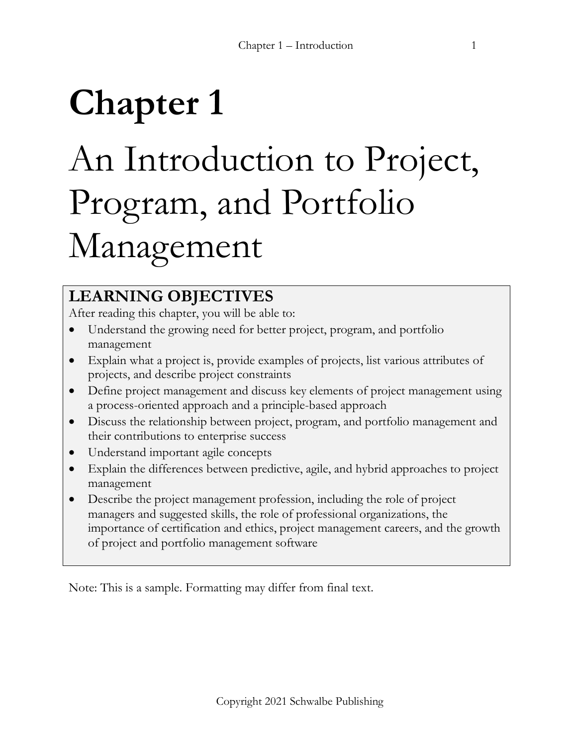# Chapter 1

# An Introduction to Project, Program, and Portfolio Management

## LEARNING OBJECTIVES

After reading this chapter, you will be able to:

- Understand the growing need for better project, program, and portfolio management
- Explain what a project is, provide examples of projects, list various attributes of projects, and describe project constraints
- Define project management and discuss key elements of project management using a process-oriented approach and a principle-based approach
- Discuss the relationship between project, program, and portfolio management and their contributions to enterprise success
- Understand important agile concepts
- Explain the differences between predictive, agile, and hybrid approaches to project management
- Describe the project management profession, including the role of project managers and suggested skills, the role of professional organizations, the importance of certification and ethics, project management careers, and the growth of project and portfolio management software

Note: This is a sample. Formatting may differ from final text.

Copyright 2021 Schwalbe Publishing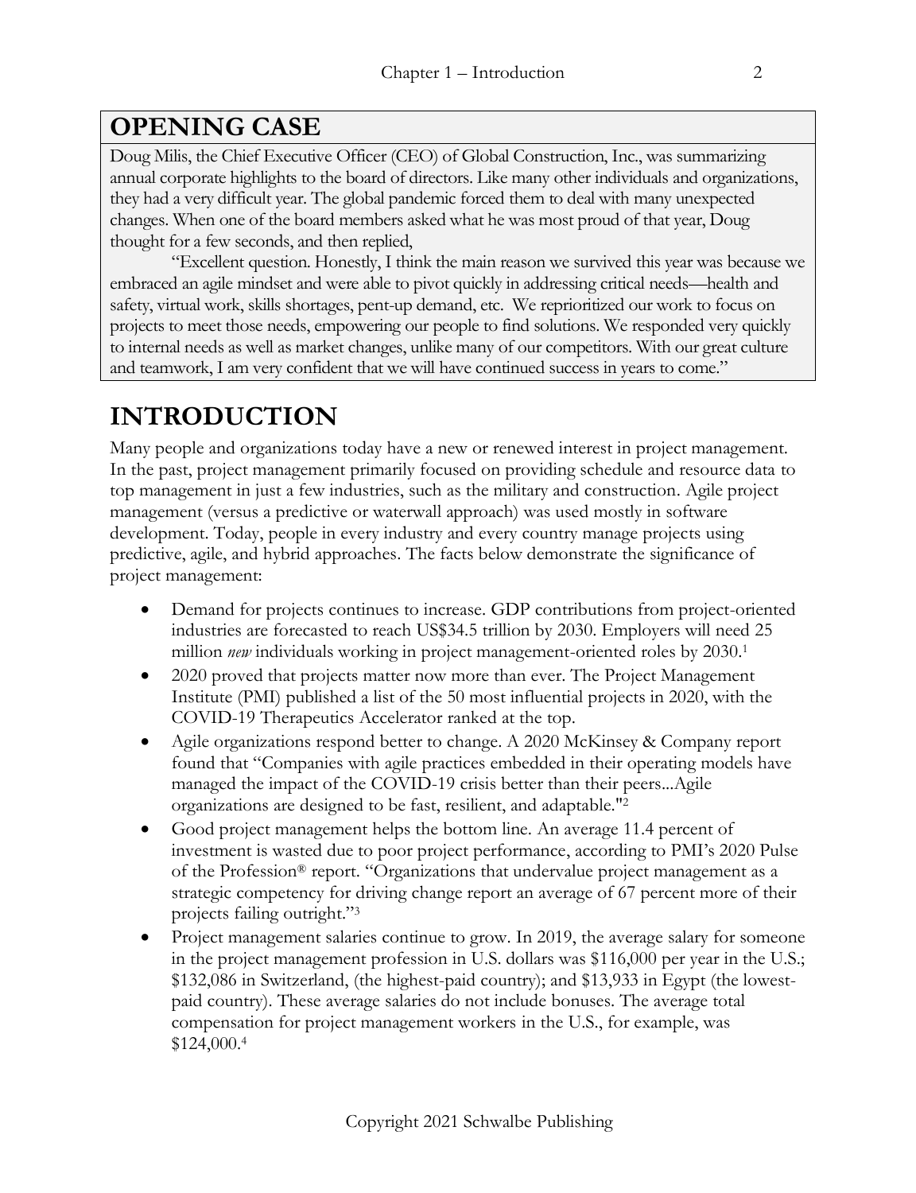## OPENING CASE

Doug Milis, the Chief Executive Officer (CEO) of Global Construction, Inc., was summarizing annual corporate highlights to the board of directors. Like many other individuals and organizations, they had a very difficult year. The global pandemic forced them to deal with many unexpected changes. When one of the board members asked what he was most proud of that year, Doug thought for a few seconds, and then replied,

"Excellent question. Honestly, I think the main reason we survived this year was because we embraced an agile mindset and were able to pivot quickly in addressing critical needs—health and safety, virtual work, skills shortages, pent-up demand, etc. We reprioritized our work to focus on projects to meet those needs, empowering our people to find solutions. We responded very quickly to internal needs as well as market changes, unlike many of our competitors. With our great culture and teamwork, I am very confident that we will have continued success in years to come."

# INTRODUCTION

Many people and organizations today have a new or renewed interest in project management. In the past, project management primarily focused on providing schedule and resource data to top management in just a few industries, such as the military and construction. Agile project management (versus a predictive or waterwall approach) was used mostly in software development. Today, people in every industry and every country manage projects using predictive, agile, and hybrid approaches. The facts below demonstrate the significance of project management:

- Demand for projects continues to increase. GDP contributions from project-oriented industries are forecasted to reach US$34.5 trillion by 2030. Employers will need 25 million *new* individuals working in project management-oriented roles by 2030.[1]
- 2020 proved that projects matter now more than ever. The Project Management Institute (PMI) published a list of the 50 most influential projects in 2020, with the COVID-19 Therapeutics Accelerator ranked at the top.
- Agile organizations respond better to change. A 2020 McKinsey & Company report found that "Companies with agile practices embedded in their operating models have managed the impact of the COVID-19 crisis better than their peers...Agile organizations are designed to be fast, resilient, and adaptable."[2]
- Good project management helps the bottom line. An average 11.4 percent of investment is wasted due to poor project performance, according to PMI's 2020 Pulse of the Profession® report. "Organizations that undervalue project management as a strategic competency for driving change report an average of 67 percent more of their projects failing outright."[3]
- Project management salaries continue to grow. In 2019, the average salary for someone in the project management profession in U.S. dollars was $116,000 per year in the U.S.; $132,086 in Switzerland, (the highest-paid country); and $13,933 in Egypt (the lowest-paid country). These average salaries do not include bonuses. The average total compensation for project management workers in the U.S., for example, was $124,000.[4]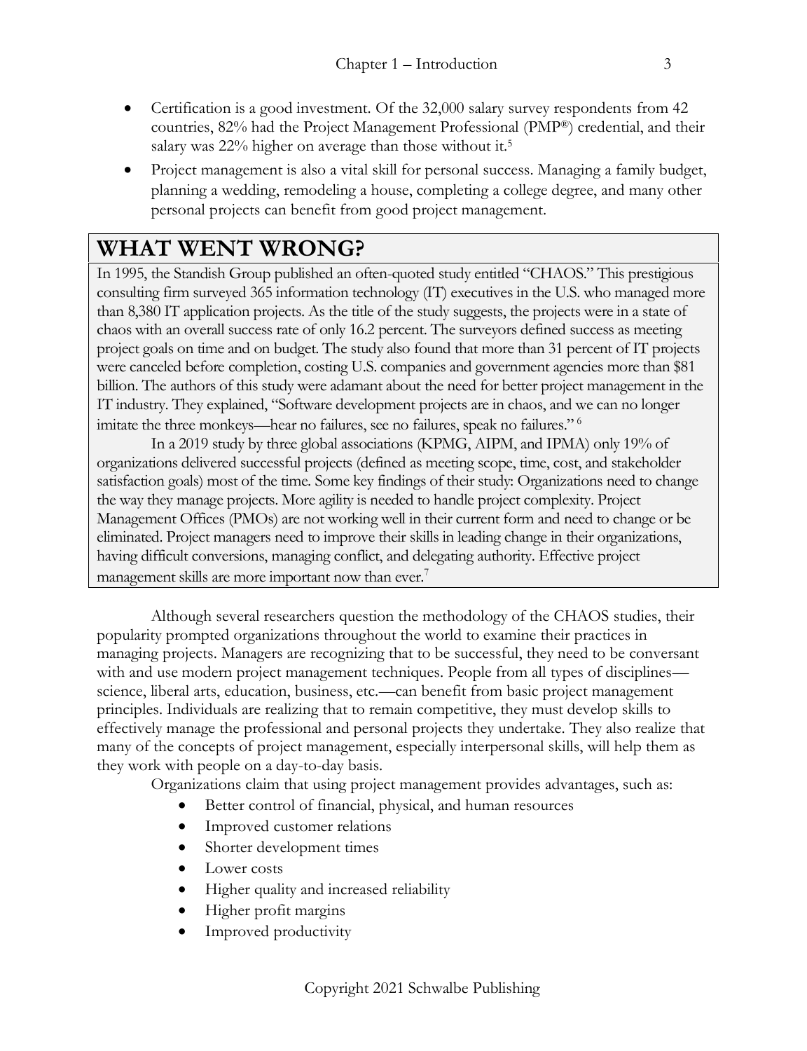- Certification is a good investment. Of the 32,000 salary survey respondents from 42 countries, 82% had the Project Management Professional (PMP®) credential, and their salary was 22% higher on average than those without it.[5]
- Project management is also a vital skill for personal success. Managing a family budget, planning a wedding, remodeling a house, completing a college degree, and many other personal projects can benefit from good project management.

## WHAT WENT WRONG?

In 1995, the Standish Group published an often-quoted study entitled "CHAOS." This prestigious consulting firm surveyed 365 information technology (IT) executives in the U.S. who managed more than 8,380 IT application projects. As the title of the study suggests, the projects were in a state of chaos with an overall success rate of only 16.2 percent. The surveyors defined success as meeting project goals on time and on budget. The study also found that more than 31 percent of IT projects were canceled before completion, costing U.S. companies and government agencies more than $81 billion. The authors of this study were adamant about the need for better project management in the IT industry. They explained, "Software development projects are in chaos, and we can no longer imitate the three monkeys—hear no failures, see no failures, speak no failures."[6]

In a 2019 study by three global associations (KPMG, AIPM, and IPMA) only 19% of organizations delivered successful projects (defined as meeting scope, time, cost, and stakeholder satisfaction goals) most of the time. Some key findings of their study: Organizations need to change the way they manage projects. More agility is needed to handle project complexity. Project Management Offices (PMOs) are not working well in their current form and need to change or be eliminated. Project managers need to improve their skills in leading change in their organizations, having difficult conversions, managing conflict, and delegating authority. Effective project management skills are more important now than ever.[7]

Although several researchers question the methodology of the CHAOS studies, their popularity prompted organizations throughout the world to examine their practices in managing projects. Managers are recognizing that to be successful, they need to be conversant with and use modern project management techniques. People from all types of disciplines—science, liberal arts, education, business, etc.—can benefit from basic project management principles. Individuals are realizing that to remain competitive, they must develop skills to effectively manage the professional and personal projects they undertake. They also realize that many of the concepts of project management, especially interpersonal skills, will help them as they work with people on a day-to-day basis.

Organizations claim that using project management provides advantages, such as:

- Better control of financial, physical, and human resources
- Improved customer relations
- Shorter development times
- Lower costs
- Higher quality and increased reliability
- Higher profit margins
- Improved productivity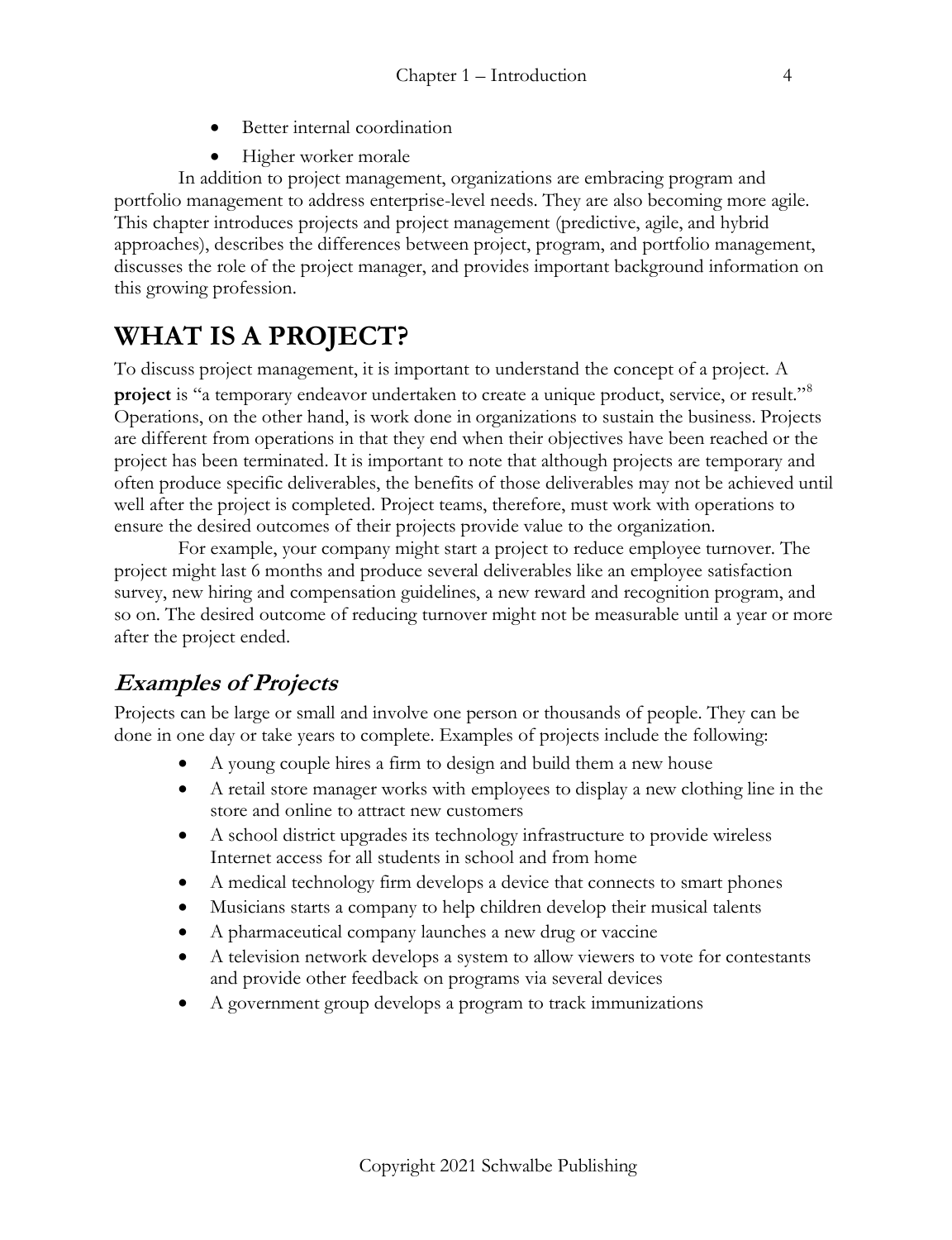- Better internal coordination
- Higher worker morale

In addition to project management, organizations are embracing program and portfolio management to address enterprise-level needs. They are also becoming more agile. This chapter introduces projects and project management (predictive, agile, and hybrid approaches), describes the differences between project, program, and portfolio management, discusses the role of the project manager, and provides important background information on this growing profession.

# WHAT IS A PROJECT?

To discuss project management, it is important to understand the concept of a project. A **project** is "a temporary endeavor undertaken to create a unique product, service, or result."[8] Operations, on the other hand, is work done in organizations to sustain the business. Projects are different from operations in that they end when their objectives have been reached or the project has been terminated. It is important to note that although projects are temporary and often produce specific deliverables, the benefits of those deliverables may not be achieved until well after the project is completed. Project teams, therefore, must work with operations to ensure the desired outcomes of their projects provide value to the organization.

For example, your company might start a project to reduce employee turnover. The project might last 6 months and produce several deliverables like an employee satisfaction survey, new hiring and compensation guidelines, a new reward and recognition program, and so on. The desired outcome of reducing turnover might not be measurable until a year or more after the project ended.

## *Examples of Projects*

Projects can be large or small and involve one person or thousands of people. They can be done in one day or take years to complete. Examples of projects include the following:

- A young couple hires a firm to design and build them a new house
- A retail store manager works with employees to display a new clothing line in the store and online to attract new customers
- A school district upgrades its technology infrastructure to provide wireless Internet access for all students in school and from home
- A medical technology firm develops a device that connects to smart phones
- Musicians starts a company to help children develop their musical talents
- A pharmaceutical company launches a new drug or vaccine
- A television network develops a system to allow viewers to vote for contestants and provide other feedback on programs via several devices
- A government group develops a program to track immunizations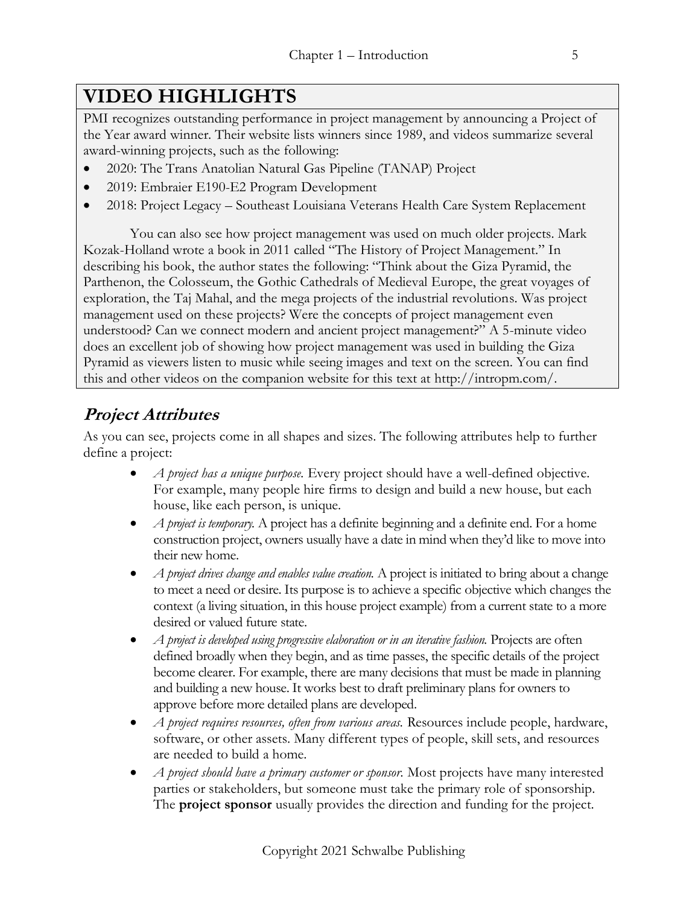## VIDEO HIGHLIGHTS

PMI recognizes outstanding performance in project management by announcing a Project of the Year award winner. Their website lists winners since 1989, and videos summarize several award-winning projects, such as the following:

- 2020: The Trans Anatolian Natural Gas Pipeline (TANAP) Project
- 2019: Embraier E190-E2 Program Development
- 2018: Project Legacy – Southeast Louisiana Veterans Health Care System Replacement

You can also see how project management was used on much older projects. Mark Kozak-Holland wrote a book in 2011 called "The History of Project Management." In describing his book, the author states the following: "Think about the Giza Pyramid, the Parthenon, the Colosseum, the Gothic Cathedrals of Medieval Europe, the great voyages of exploration, the Taj Mahal, and the mega projects of the industrial revolutions. Was project management used on these projects? Were the concepts of project management even understood? Can we connect modern and ancient project management?" A 5-minute video does an excellent job of showing how project management was used in building the Giza Pyramid as viewers listen to music while seeing images and text on the screen. You can find this and other videos on the companion website for this text at http://intropm.com/.

## *Project Attributes*

As you can see, projects come in all shapes and sizes. The following attributes help to further define a project:

- *A project has a unique purpose.* Every project should have a well-defined objective. For example, many people hire firms to design and build a new house, but each house, like each person, is unique.
- *A project is temporary.* A project has a definite beginning and a definite end. For a home construction project, owners usually have a date in mind when they'd like to move into their new home.
- *A project drives change and enables value creation.* A project is initiated to bring about a change to meet a need or desire. Its purpose is to achieve a specific objective which changes the context (a living situation, in this house project example) from a current state to a more desired or valued future state.
- *A project is developed using progressive elaboration or in an iterative fashion.* Projects are often defined broadly when they begin, and as time passes, the specific details of the project become clearer. For example, there are many decisions that must be made in planning and building a new house. It works best to draft preliminary plans for owners to approve before more detailed plans are developed.
- *A project requires resources, often from various areas.* Resources include people, hardware, software, or other assets. Many different types of people, skill sets, and resources are needed to build a home.
- *A project should have a primary customer or sponsor.* Most projects have many interested parties or stakeholders, but someone must take the primary role of sponsorship. The **project sponsor** usually provides the direction and funding for the project.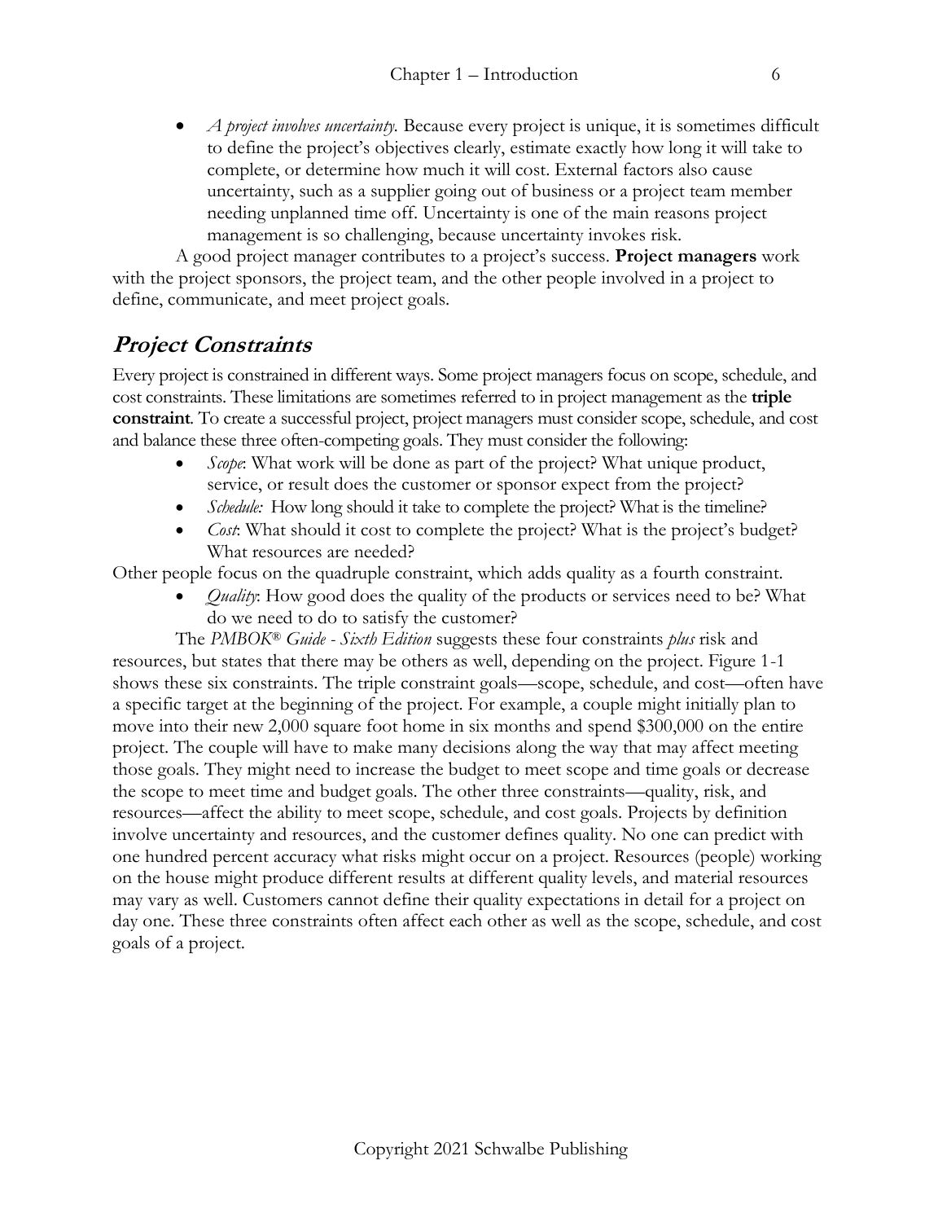- *A project involves uncertainty.* Because every project is unique, it is sometimes difficult to define the project's objectives clearly, estimate exactly how long it will take to complete, or determine how much it will cost. External factors also cause uncertainty, such as a supplier going out of business or a project team member needing unplanned time off. Uncertainty is one of the main reasons project management is so challenging, because uncertainty invokes risk.

A good project manager contributes to a project's success. **Project managers** work with the project sponsors, the project team, and the other people involved in a project to define, communicate, and meet project goals.

## *Project Constraints*

Every project is constrained in different ways. Some project managers focus on scope, schedule, and cost constraints. These limitations are sometimes referred to in project management as the **triple constraint**. To create a successful project, project managers must consider scope, schedule, and cost and balance these three often-competing goals. They must consider the following:

- *Scope*: What work will be done as part of the project? What unique product, service, or result does the customer or sponsor expect from the project?
- *Schedule:* How long should it take to complete the project? What is the timeline?
- *Cost*: What should it cost to complete the project? What is the project's budget? What resources are needed?

Other people focus on the quadruple constraint, which adds quality as a fourth constraint.

- *Quality*: How good does the quality of the products or services need to be? What do we need to do to satisfy the customer?

The *PMBOK® Guide - Sixth Edition* suggests these four constraints *plus* risk and resources, but states that there may be others as well, depending on the project. Figure 1-1 shows these six constraints. The triple constraint goals—scope, schedule, and cost—often have a specific target at the beginning of the project. For example, a couple might initially plan to move into their new 2,000 square foot home in six months and spend $300,000 on the entire project. The couple will have to make many decisions along the way that may affect meeting those goals. They might need to increase the budget to meet scope and time goals or decrease the scope to meet time and budget goals. The other three constraints—quality, risk, and resources—affect the ability to meet scope, schedule, and cost goals. Projects by definition involve uncertainty and resources, and the customer defines quality. No one can predict with one hundred percent accuracy what risks might occur on a project. Resources (people) working on the house might produce different results at different quality levels, and material resources may vary as well. Customers cannot define their quality expectations in detail for a project on day one. These three constraints often affect each other as well as the scope, schedule, and cost goals of a project.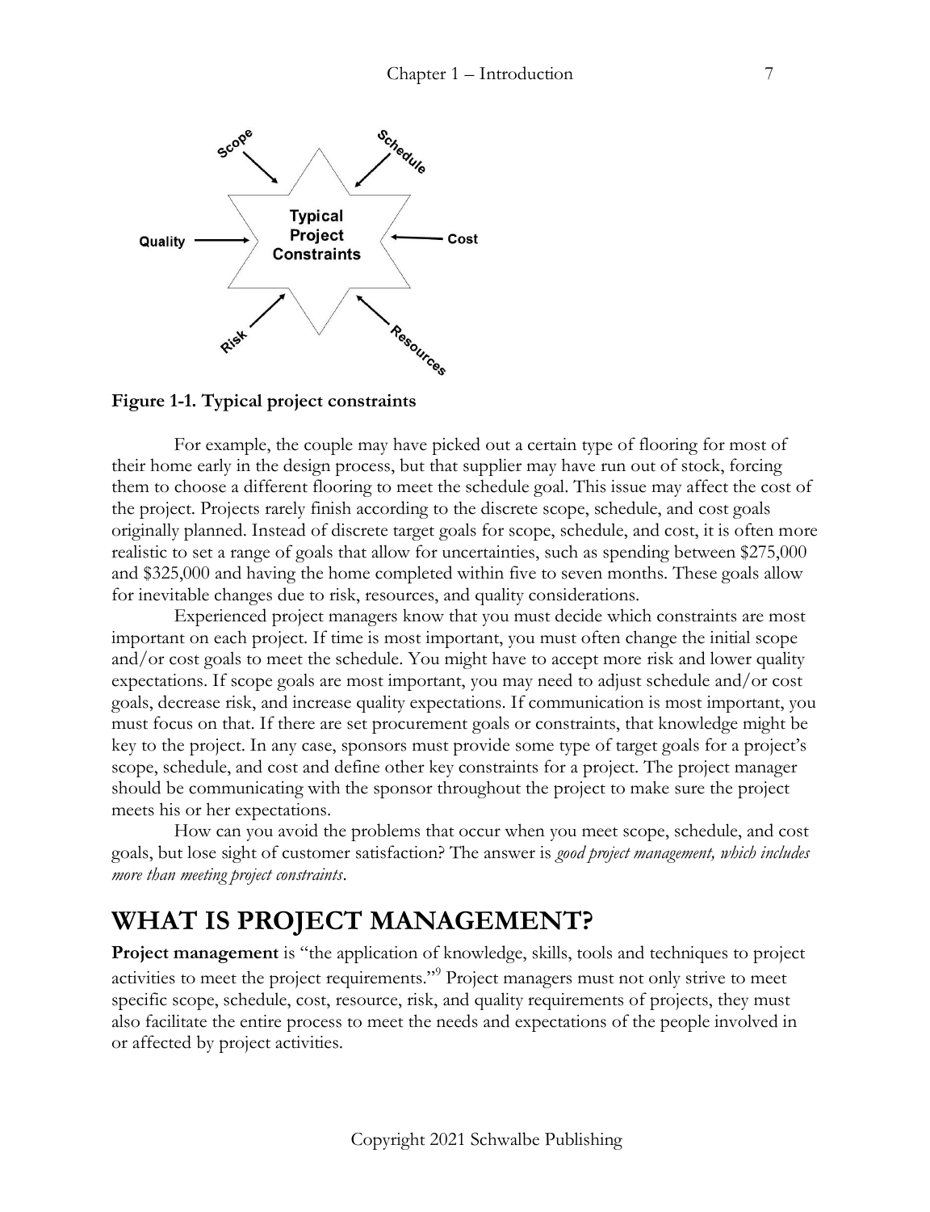Scope

Schedule

Quality

Typical Project Constraints

Cost

Risk

Resources

**Figure 1-1. Typical project constraints**

For example, the couple may have picked out a certain type of flooring for most of their home early in the design process, but that supplier may have run out of stock, forcing them to choose a different flooring to meet the schedule goal. This issue may affect the cost of the project. Projects rarely finish according to the discrete scope, schedule, and cost goals originally planned. Instead of discrete target goals for scope, schedule, and cost, it is often more realistic to set a range of goals that allow for uncertainties, such as spending between $275,000 and $325,000 and having the home completed within five to seven months. These goals allow for inevitable changes due to risk, resources, and quality considerations.

Experienced project managers know that you must decide which constraints are most important on each project. If time is most important, you must often change the initial scope and/or cost goals to meet the schedule. You might have to accept more risk and lower quality expectations. If scope goals are most important, you may need to adjust schedule and/or cost goals, decrease risk, and increase quality expectations. If communication is most important, you must focus on that. If there are set procurement goals or constraints, that knowledge might be key to the project. In any case, sponsors must provide some type of target goals for a project's scope, schedule, and cost and define other key constraints for a project. The project manager should be communicating with the sponsor throughout the project to make sure the project meets his or her expectations.

How can you avoid the problems that occur when you meet scope, schedule, and cost goals, but lose sight of customer satisfaction? The answer is *good project management, which includes more than meeting project constraints*.

# WHAT IS PROJECT MANAGEMENT?

**Project management** is "the application of knowledge, skills, tools and techniques to project activities to meet the project requirements."[9] Project managers must not only strive to meet specific scope, schedule, cost, resource, risk, and quality requirements of projects, they must also facilitate the entire process to meet the needs and expectations of the people involved in or affected by project activities.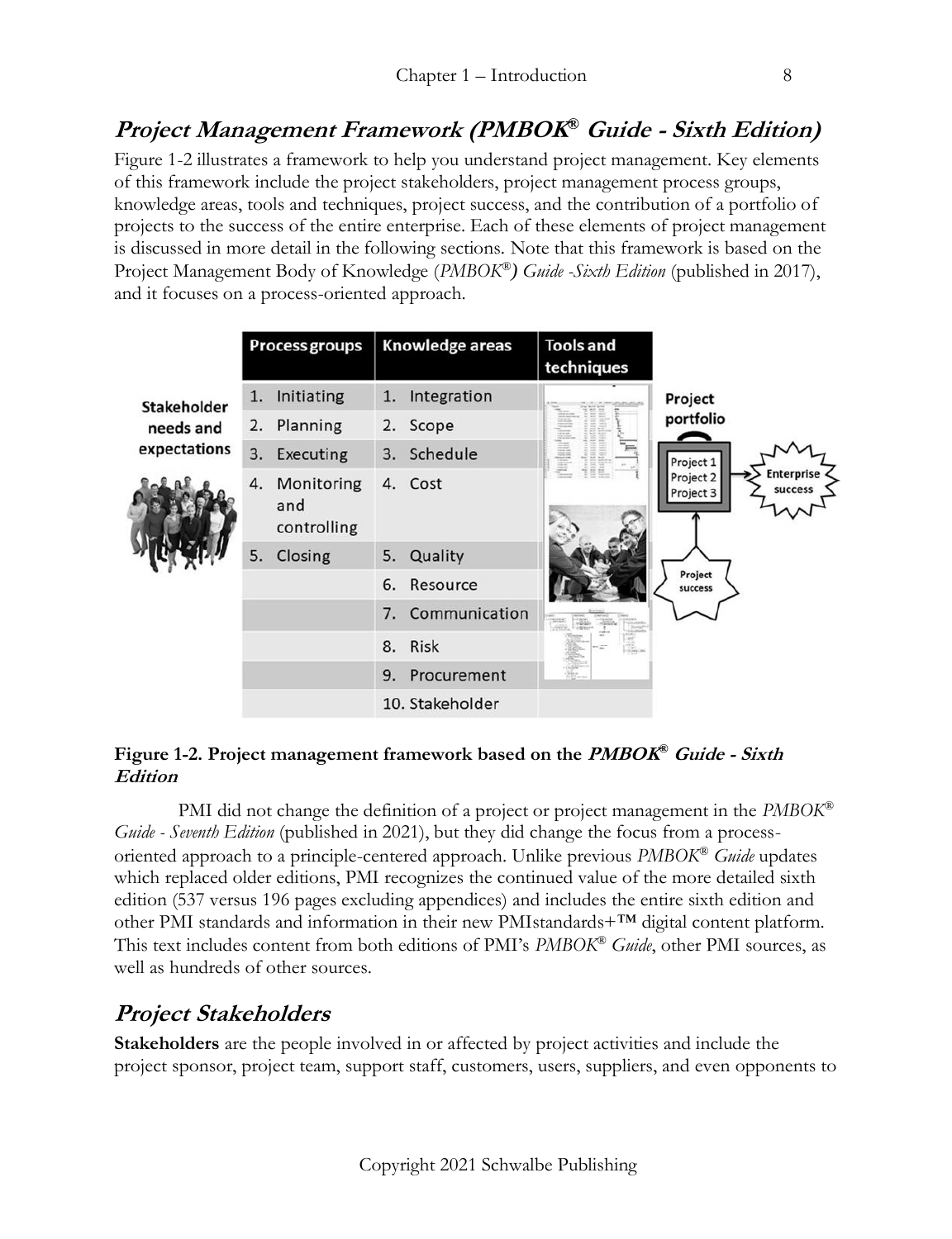## ***Project Management Framework (PMBOK® Guide - Sixth Edition)***

Figure 1-2 illustrates a framework to help you understand project management. Key elements of this framework include the project stakeholders, project management process groups, knowledge areas, tools and techniques, project success, and the contribution of a portfolio of projects to the success of the entire enterprise. Each of these elements of project management is discussed in more detail in the following sections. Note that this framework is based on the Project Management Body of Knowledge (*PMBOK®) Guide -Sixth Edition* (published in 2017), and it focuses on a process-oriented approach.

Stakeholder needs and expectations

| Process groups | Knowledge areas | Tools and techniques |
| --- | --- | --- |
| 1. Initiating | 1. Integration | |
| 2. Planning | 2. Scope | |
| 3. Executing | 3. Schedule | |
| 4. Monitoring and controlling | 4. Cost | |
| 5. Closing | 5. Quality | |
| | 6. Resource | |
| | 7. Communication | |
| | 8. Risk | |
| | 9. Procurement | |
| | 10. Stakeholder | |

Project portfolio: Project 1, Project 2, Project 3 → Enterprise success

Project success

**Figure 1-2. Project management framework based on the *PMBOK® Guide - Sixth Edition***

PMI did not change the definition of a project or project management in the *PMBOK® Guide - Seventh Edition* (published in 2021), but they did change the focus from a process-oriented approach to a principle-centered approach. Unlike previous *PMBOK® Guide* updates which replaced older editions, PMI recognizes the continued value of the more detailed sixth edition (537 versus 196 pages excluding appendices) and includes the entire sixth edition and other PMI standards and information in their new PMIstandards+™ digital content platform. This text includes content from both editions of PMI's *PMBOK® Guide*, other PMI sources, as well as hundreds of other sources.

## ***Project Stakeholders***

**Stakeholders** are the people involved in or affected by project activities and include the project sponsor, project team, support staff, customers, users, suppliers, and even opponents to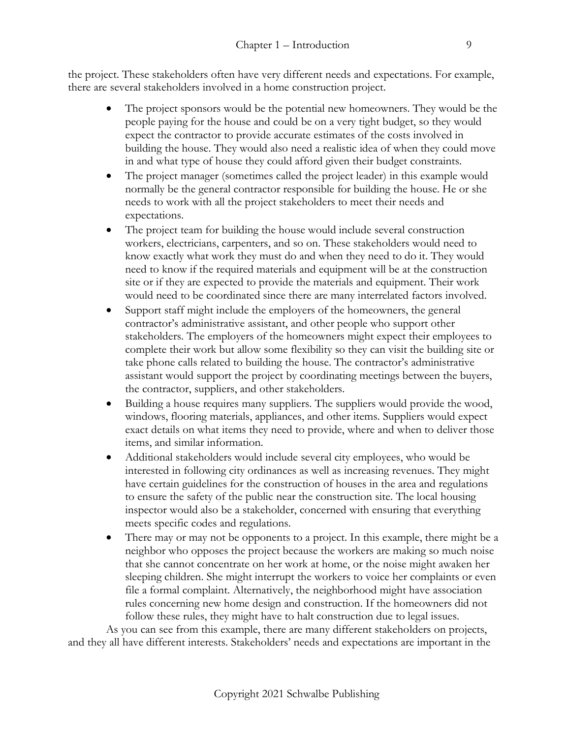the project. These stakeholders often have very different needs and expectations. For example, there are several stakeholders involved in a home construction project.

- The project sponsors would be the potential new homeowners. They would be the people paying for the house and could be on a very tight budget, so they would expect the contractor to provide accurate estimates of the costs involved in building the house. They would also need a realistic idea of when they could move in and what type of house they could afford given their budget constraints.
- The project manager (sometimes called the project leader) in this example would normally be the general contractor responsible for building the house. He or she needs to work with all the project stakeholders to meet their needs and expectations.
- The project team for building the house would include several construction workers, electricians, carpenters, and so on. These stakeholders would need to know exactly what work they must do and when they need to do it. They would need to know if the required materials and equipment will be at the construction site or if they are expected to provide the materials and equipment. Their work would need to be coordinated since there are many interrelated factors involved.
- Support staff might include the employers of the homeowners, the general contractor's administrative assistant, and other people who support other stakeholders. The employers of the homeowners might expect their employees to complete their work but allow some flexibility so they can visit the building site or take phone calls related to building the house. The contractor's administrative assistant would support the project by coordinating meetings between the buyers, the contractor, suppliers, and other stakeholders.
- Building a house requires many suppliers. The suppliers would provide the wood, windows, flooring materials, appliances, and other items. Suppliers would expect exact details on what items they need to provide, where and when to deliver those items, and similar information.
- Additional stakeholders would include several city employees, who would be interested in following city ordinances as well as increasing revenues. They might have certain guidelines for the construction of houses in the area and regulations to ensure the safety of the public near the construction site. The local housing inspector would also be a stakeholder, concerned with ensuring that everything meets specific codes and regulations.
- There may or may not be opponents to a project. In this example, there might be a neighbor who opposes the project because the workers are making so much noise that she cannot concentrate on her work at home, or the noise might awaken her sleeping children. She might interrupt the workers to voice her complaints or even file a formal complaint. Alternatively, the neighborhood might have association rules concerning new home design and construction. If the homeowners did not follow these rules, they might have to halt construction due to legal issues.

As you can see from this example, there are many different stakeholders on projects, and they all have different interests. Stakeholders' needs and expectations are important in the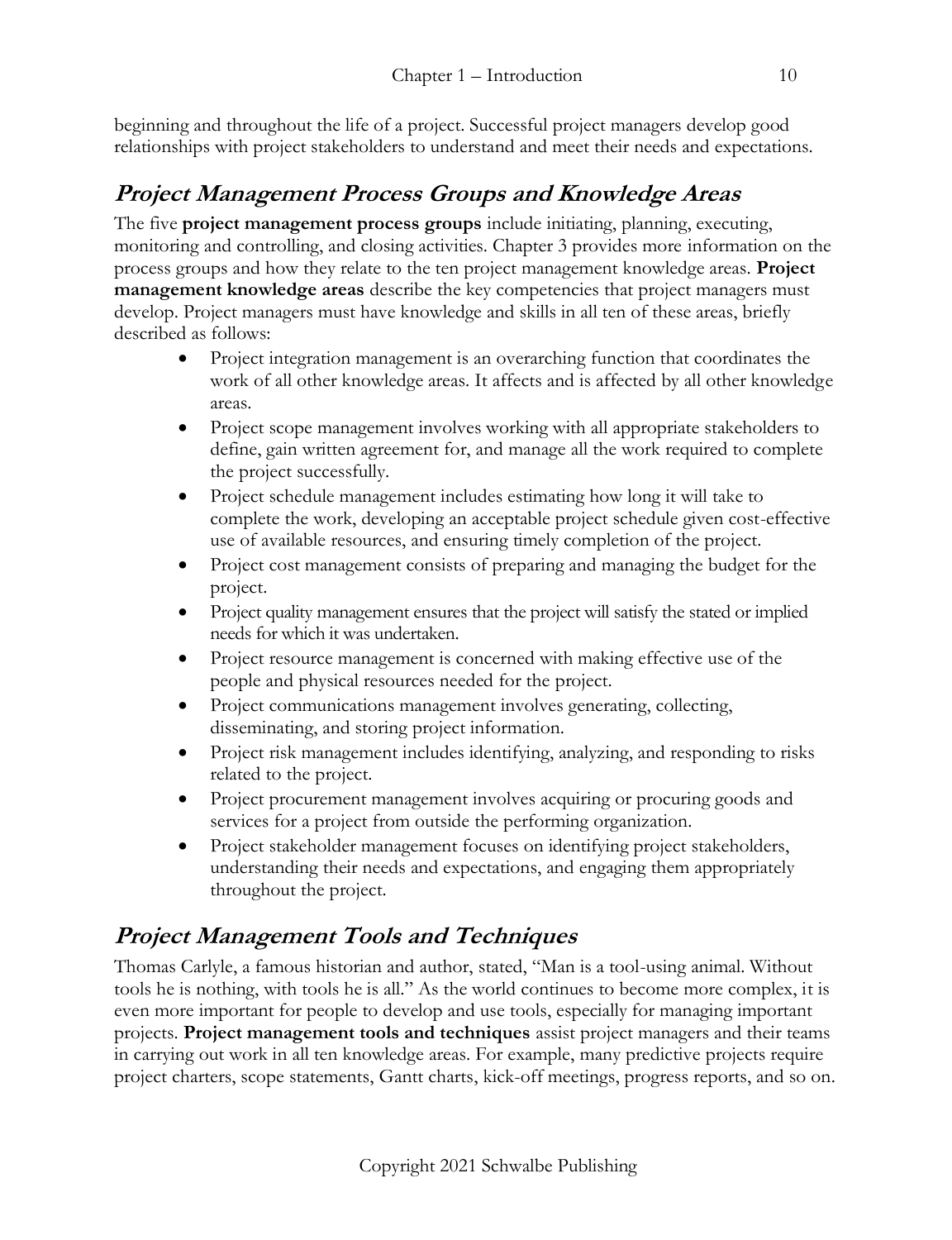beginning and throughout the life of a project. Successful project managers develop good relationships with project stakeholders to understand and meet their needs and expectations.

## *Project Management Process Groups and Knowledge Areas*

The five **project management process groups** include initiating, planning, executing, monitoring and controlling, and closing activities. Chapter 3 provides more information on the process groups and how they relate to the ten project management knowledge areas. **Project management knowledge areas** describe the key competencies that project managers must develop. Project managers must have knowledge and skills in all ten of these areas, briefly described as follows:

- Project integration management is an overarching function that coordinates the work of all other knowledge areas. It affects and is affected by all other knowledge areas.
- Project scope management involves working with all appropriate stakeholders to define, gain written agreement for, and manage all the work required to complete the project successfully.
- Project schedule management includes estimating how long it will take to complete the work, developing an acceptable project schedule given cost-effective use of available resources, and ensuring timely completion of the project.
- Project cost management consists of preparing and managing the budget for the project.
- Project quality management ensures that the project will satisfy the stated or implied needs for which it was undertaken.
- Project resource management is concerned with making effective use of the people and physical resources needed for the project.
- Project communications management involves generating, collecting, disseminating, and storing project information.
- Project risk management includes identifying, analyzing, and responding to risks related to the project.
- Project procurement management involves acquiring or procuring goods and services for a project from outside the performing organization.
- Project stakeholder management focuses on identifying project stakeholders, understanding their needs and expectations, and engaging them appropriately throughout the project.

## *Project Management Tools and Techniques*

Thomas Carlyle, a famous historian and author, stated, "Man is a tool-using animal. Without tools he is nothing, with tools he is all." As the world continues to become more complex, it is even more important for people to develop and use tools, especially for managing important projects. **Project management tools and techniques** assist project managers and their teams in carrying out work in all ten knowledge areas. For example, many predictive projects require project charters, scope statements, Gantt charts, kick-off meetings, progress reports, and so on.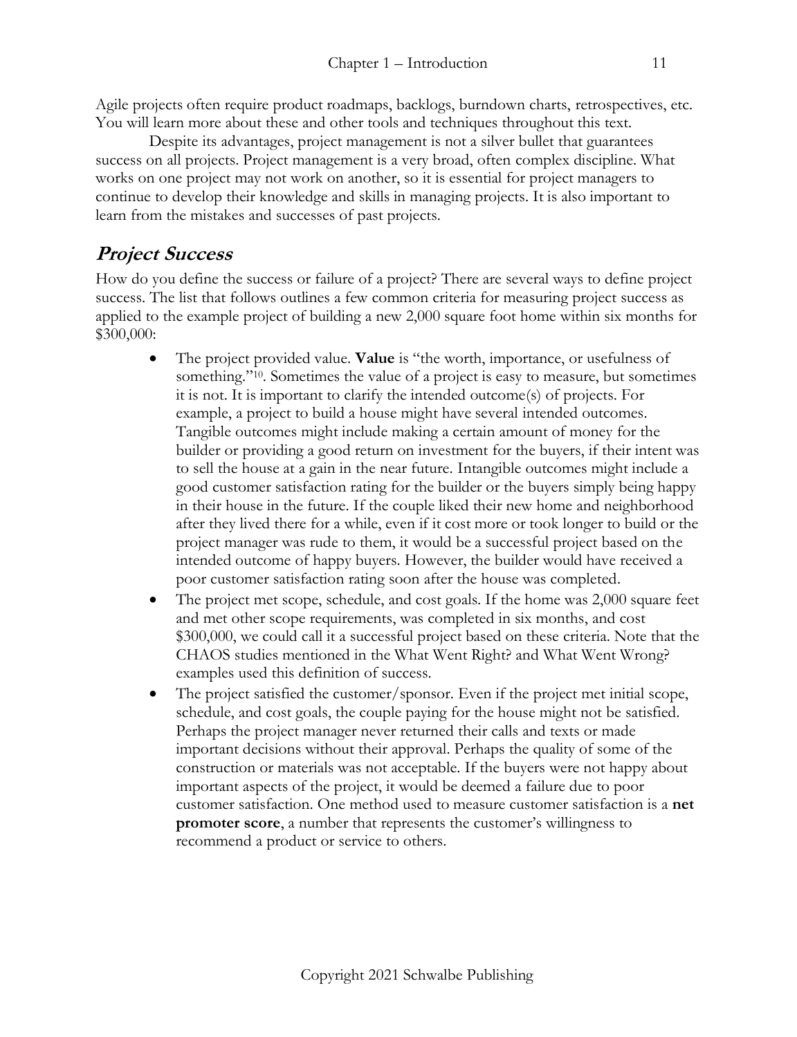Agile projects often require product roadmaps, backlogs, burndown charts, retrospectives, etc. You will learn more about these and other tools and techniques throughout this text.

Despite its advantages, project management is not a silver bullet that guarantees success on all projects. Project management is a very broad, often complex discipline. What works on one project may not work on another, so it is essential for project managers to continue to develop their knowledge and skills in managing projects. It is also important to learn from the mistakes and successes of past projects.

## *Project Success*

How do you define the success or failure of a project? There are several ways to define project success. The list that follows outlines a few common criteria for measuring project success as applied to the example project of building a new 2,000 square foot home within six months for $300,000:

- The project provided value. **Value** is "the worth, importance, or usefulness of something."[10]. Sometimes the value of a project is easy to measure, but sometimes it is not. It is important to clarify the intended outcome(s) of projects. For example, a project to build a house might have several intended outcomes. Tangible outcomes might include making a certain amount of money for the builder or providing a good return on investment for the buyers, if their intent was to sell the house at a gain in the near future. Intangible outcomes might include a good customer satisfaction rating for the builder or the buyers simply being happy in their house in the future. If the couple liked their new home and neighborhood after they lived there for a while, even if it cost more or took longer to build or the project manager was rude to them, it would be a successful project based on the intended outcome of happy buyers. However, the builder would have received a poor customer satisfaction rating soon after the house was completed.
- The project met scope, schedule, and cost goals. If the home was 2,000 square feet and met other scope requirements, was completed in six months, and cost $300,000, we could call it a successful project based on these criteria. Note that the CHAOS studies mentioned in the What Went Right? and What Went Wrong? examples used this definition of success.
- The project satisfied the customer/sponsor. Even if the project met initial scope, schedule, and cost goals, the couple paying for the house might not be satisfied. Perhaps the project manager never returned their calls and texts or made important decisions without their approval. Perhaps the quality of some of the construction or materials was not acceptable. If the buyers were not happy about important aspects of the project, it would be deemed a failure due to poor customer satisfaction. One method used to measure customer satisfaction is a **net promoter score**, a number that represents the customer's willingness to recommend a product or service to others.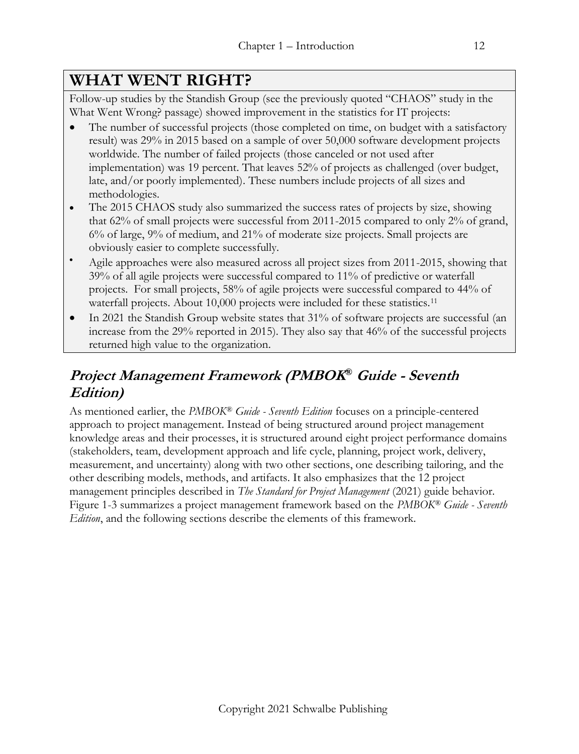## WHAT WENT RIGHT?

Follow-up studies by the Standish Group (see the previously quoted "CHAOS" study in the What Went Wrong? passage) showed improvement in the statistics for IT projects:

- The number of successful projects (those completed on time, on budget with a satisfactory result) was 29% in 2015 based on a sample of over 50,000 software development projects worldwide. The number of failed projects (those canceled or not used after implementation) was 19 percent. That leaves 52% of projects as challenged (over budget, late, and/or poorly implemented). These numbers include projects of all sizes and methodologies.
- The 2015 CHAOS study also summarized the success rates of projects by size, showing that 62% of small projects were successful from 2011-2015 compared to only 2% of grand, 6% of large, 9% of medium, and 21% of moderate size projects. Small projects are obviously easier to complete successfully.
- Agile approaches were also measured across all project sizes from 2011-2015, showing that 39% of all agile projects were successful compared to 11% of predictive or waterfall projects. For small projects, 58% of agile projects were successful compared to 44% of waterfall projects. About 10,000 projects were included for these statistics.[11]
- In 2021 the Standish Group website states that 31% of software projects are successful (an increase from the 29% reported in 2015). They also say that 46% of the successful projects returned high value to the organization.

## *Project Management Framework (PMBOK® Guide - Seventh Edition)*

As mentioned earlier, the *PMBOK® Guide - Seventh Edition* focuses on a principle-centered approach to project management. Instead of being structured around project management knowledge areas and their processes, it is structured around eight project performance domains (stakeholders, team, development approach and life cycle, planning, project work, delivery, measurement, and uncertainty) along with two other sections, one describing tailoring, and the other describing models, methods, and artifacts. It also emphasizes that the 12 project management principles described in *The Standard for Project Management* (2021) guide behavior. Figure 1-3 summarizes a project management framework based on the *PMBOK® Guide - Seventh Edition*, and the following sections describe the elements of this framework.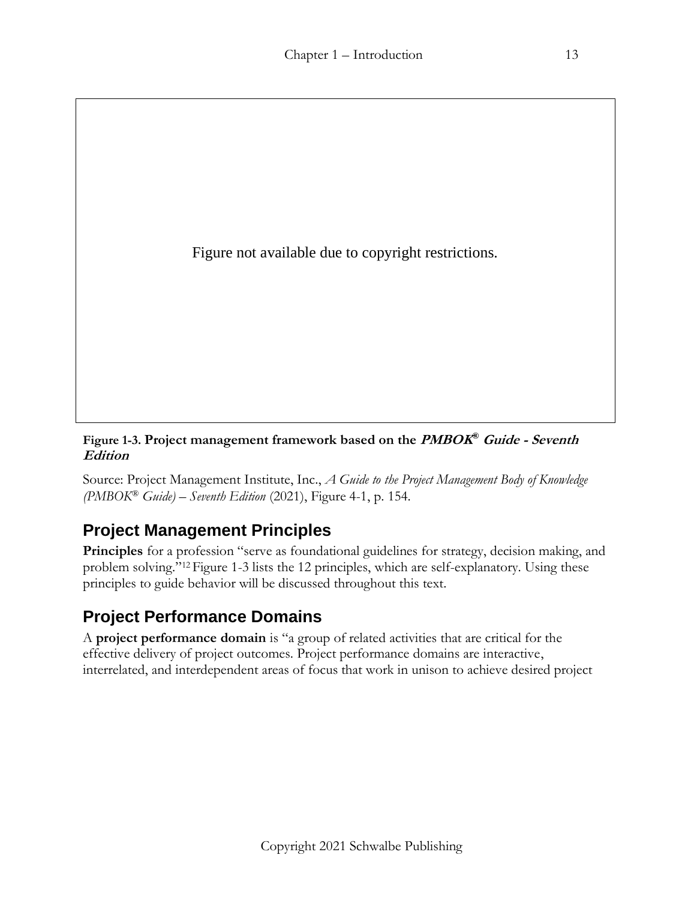Figure not available due to copyright restrictions.

**Figure 1-3. Project management framework based on the *PMBOK® Guide - Seventh Edition***

Source: Project Management Institute, Inc., *A Guide to the Project Management Body of Knowledge (PMBOK® Guide) – Seventh Edition* (2021), Figure 4-1, p. 154.

## Project Management Principles

**Principles** for a profession "serve as foundational guidelines for strategy, decision making, and problem solving."[12] Figure 1-3 lists the 12 principles, which are self-explanatory. Using these principles to guide behavior will be discussed throughout this text.

## Project Performance Domains

A **project performance domain** is "a group of related activities that are critical for the effective delivery of project outcomes. Project performance domains are interactive, interrelated, and interdependent areas of focus that work in unison to achieve desired project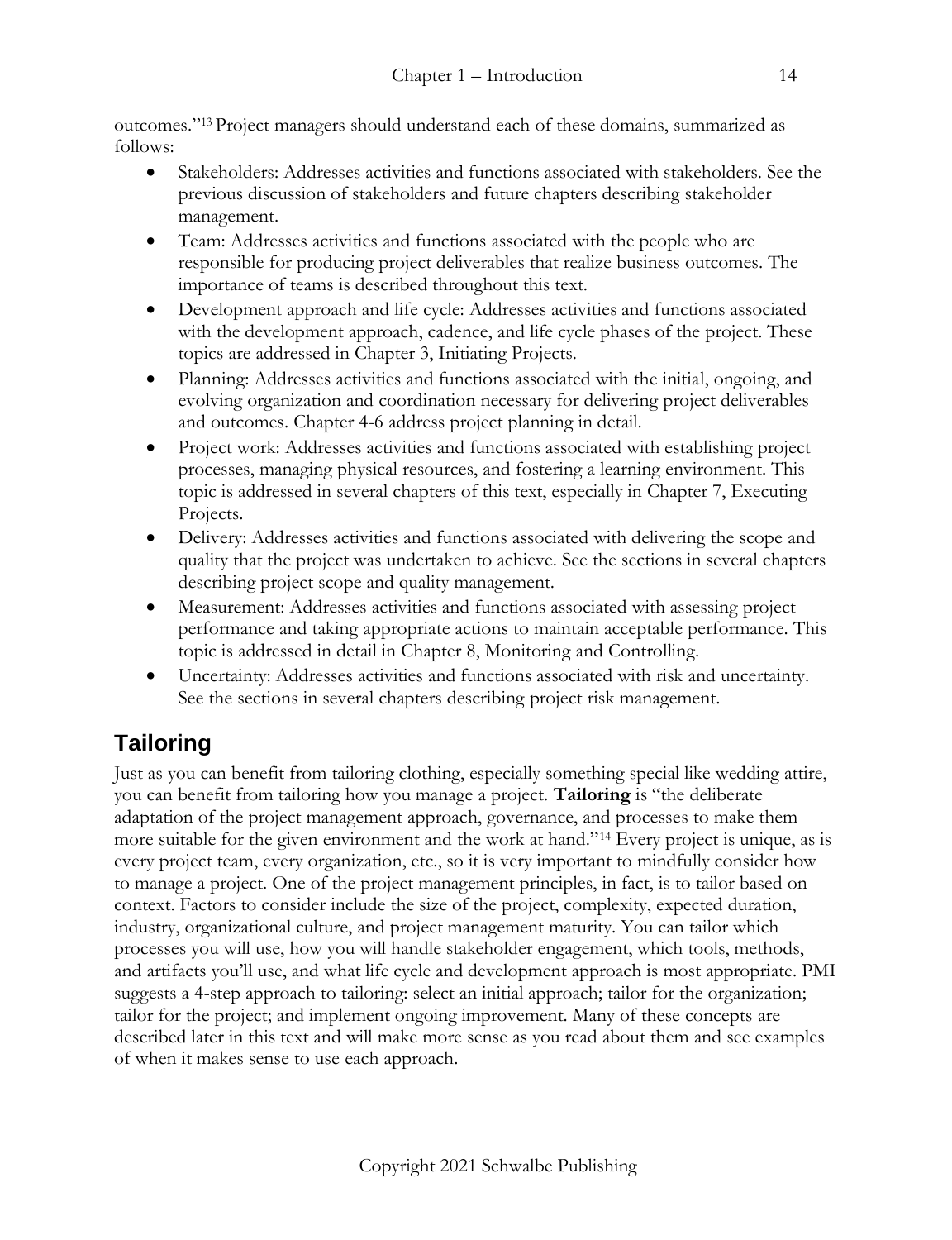outcomes."[13] Project managers should understand each of these domains, summarized as follows:

- Stakeholders: Addresses activities and functions associated with stakeholders. See the previous discussion of stakeholders and future chapters describing stakeholder management.
- Team: Addresses activities and functions associated with the people who are responsible for producing project deliverables that realize business outcomes. The importance of teams is described throughout this text.
- Development approach and life cycle: Addresses activities and functions associated with the development approach, cadence, and life cycle phases of the project. These topics are addressed in Chapter 3, Initiating Projects.
- Planning: Addresses activities and functions associated with the initial, ongoing, and evolving organization and coordination necessary for delivering project deliverables and outcomes. Chapter 4-6 address project planning in detail.
- Project work: Addresses activities and functions associated with establishing project processes, managing physical resources, and fostering a learning environment. This topic is addressed in several chapters of this text, especially in Chapter 7, Executing Projects.
- Delivery: Addresses activities and functions associated with delivering the scope and quality that the project was undertaken to achieve. See the sections in several chapters describing project scope and quality management.
- Measurement: Addresses activities and functions associated with assessing project performance and taking appropriate actions to maintain acceptable performance. This topic is addressed in detail in Chapter 8, Monitoring and Controlling.
- Uncertainty: Addresses activities and functions associated with risk and uncertainty. See the sections in several chapters describing project risk management.

## Tailoring

Just as you can benefit from tailoring clothing, especially something special like wedding attire, you can benefit from tailoring how you manage a project. **Tailoring** is "the deliberate adaptation of the project management approach, governance, and processes to make them more suitable for the given environment and the work at hand."[14] Every project is unique, as is every project team, every organization, etc., so it is very important to mindfully consider how to manage a project. One of the project management principles, in fact, is to tailor based on context. Factors to consider include the size of the project, complexity, expected duration, industry, organizational culture, and project management maturity. You can tailor which processes you will use, how you will handle stakeholder engagement, which tools, methods, and artifacts you'll use, and what life cycle and development approach is most appropriate. PMI suggests a 4-step approach to tailoring: select an initial approach; tailor for the organization; tailor for the project; and implement ongoing improvement. Many of these concepts are described later in this text and will make more sense as you read about them and see examples of when it makes sense to use each approach.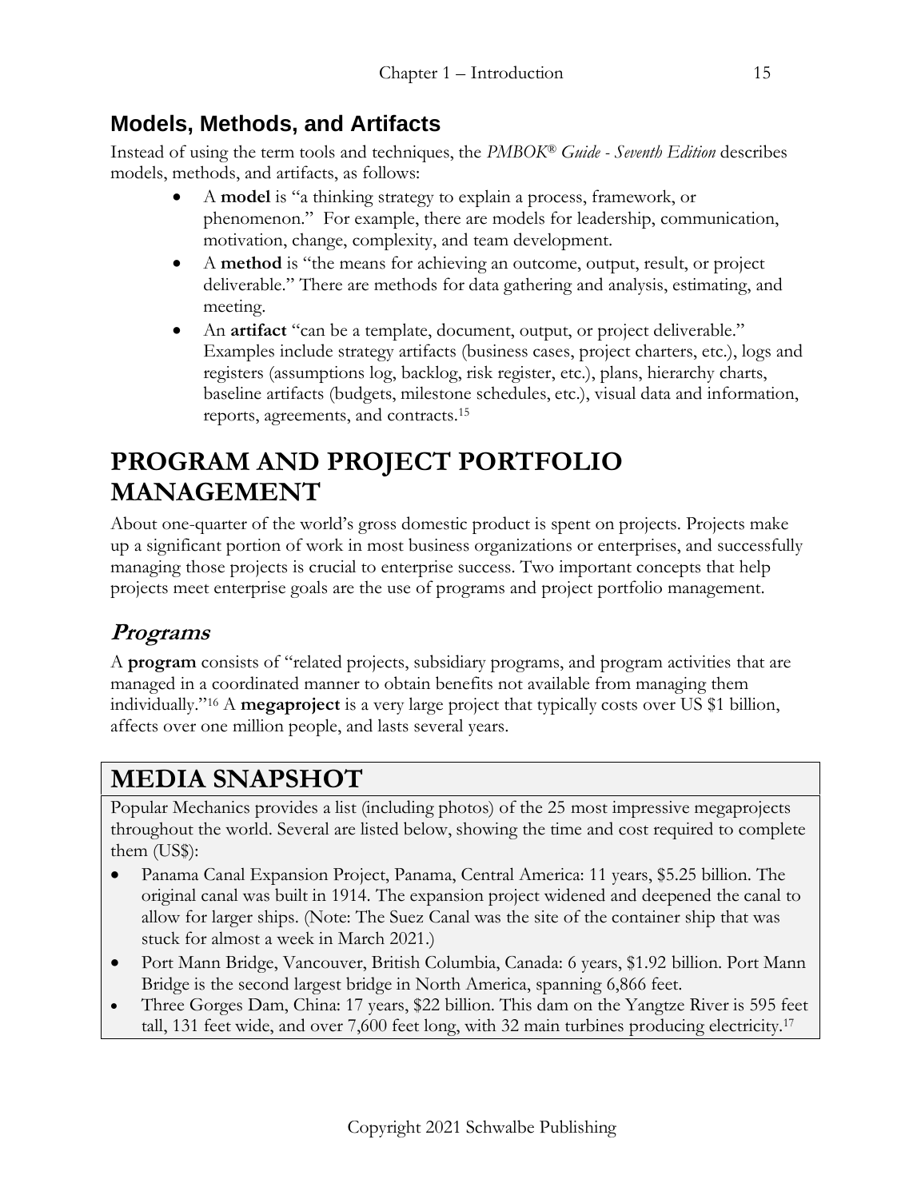### Models, Methods, and Artifacts

Instead of using the term tools and techniques, the *PMBOK® Guide - Seventh Edition* describes models, methods, and artifacts, as follows:

- A **model** is "a thinking strategy to explain a process, framework, or phenomenon." For example, there are models for leadership, communication, motivation, change, complexity, and team development.
- A **method** is "the means for achieving an outcome, output, result, or project deliverable." There are methods for data gathering and analysis, estimating, and meeting.
- An **artifact** "can be a template, document, output, or project deliverable." Examples include strategy artifacts (business cases, project charters, etc.), logs and registers (assumptions log, backlog, risk register, etc.), plans, hierarchy charts, baseline artifacts (budgets, milestone schedules, etc.), visual data and information, reports, agreements, and contracts.[15]

# PROGRAM AND PROJECT PORTFOLIO MANAGEMENT

About one-quarter of the world's gross domestic product is spent on projects. Projects make up a significant portion of work in most business organizations or enterprises, and successfully managing those projects is crucial to enterprise success. Two important concepts that help projects meet enterprise goals are the use of programs and project portfolio management.

## *Programs*

A **program** consists of "related projects, subsidiary programs, and program activities that are managed in a coordinated manner to obtain benefits not available from managing them individually."[16] A **megaproject** is a very large project that typically costs over US $1 billion, affects over one million people, and lasts several years.

## MEDIA SNAPSHOT

Popular Mechanics provides a list (including photos) of the 25 most impressive megaprojects throughout the world. Several are listed below, showing the time and cost required to complete them (US$):

- Panama Canal Expansion Project, Panama, Central America: 11 years, $5.25 billion. The original canal was built in 1914. The expansion project widened and deepened the canal to allow for larger ships. (Note: The Suez Canal was the site of the container ship that was stuck for almost a week in March 2021.)
- Port Mann Bridge, Vancouver, British Columbia, Canada: 6 years, $1.92 billion. Port Mann Bridge is the second largest bridge in North America, spanning 6,866 feet.
- Three Gorges Dam, China: 17 years, $22 billion. This dam on the Yangtze River is 595 feet tall, 131 feet wide, and over 7,600 feet long, with 32 main turbines producing electricity.[17]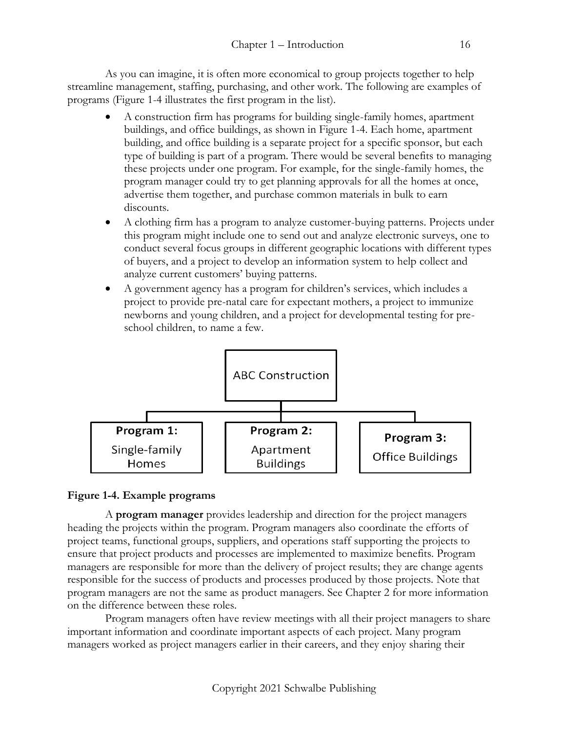As you can imagine, it is often more economical to group projects together to help streamline management, staffing, purchasing, and other work. The following are examples of programs (Figure 1-4 illustrates the first program in the list).

- A construction firm has programs for building single-family homes, apartment buildings, and office buildings, as shown in Figure 1-4. Each home, apartment building, and office building is a separate project for a specific sponsor, but each type of building is part of a program. There would be several benefits to managing these projects under one program. For example, for the single-family homes, the program manager could try to get planning approvals for all the homes at once, advertise them together, and purchase common materials in bulk to earn discounts.
- A clothing firm has a program to analyze customer-buying patterns. Projects under this program might include one to send out and analyze electronic surveys, one to conduct several focus groups in different geographic locations with different types of buyers, and a project to develop an information system to help collect and analyze current customers' buying patterns.
- A government agency has a program for children's services, which includes a project to provide pre-natal care for expectant mothers, a project to immunize newborns and young children, and a project for developmental testing for pre-school children, to name a few.

ABC Construction

**Program 1:** Single-family Homes

**Program 2:** Apartment Buildings

**Program 3:** Office Buildings

**Figure 1-4. Example programs**

A **program manager** provides leadership and direction for the project managers heading the projects within the program. Program managers also coordinate the efforts of project teams, functional groups, suppliers, and operations staff supporting the projects to ensure that project products and processes are implemented to maximize benefits. Program managers are responsible for more than the delivery of project results; they are change agents responsible for the success of products and processes produced by those projects. Note that program managers are not the same as product managers. See Chapter 2 for more information on the difference between these roles.

Program managers often have review meetings with all their project managers to share important information and coordinate important aspects of each project. Many program managers worked as project managers earlier in their careers, and they enjoy sharing their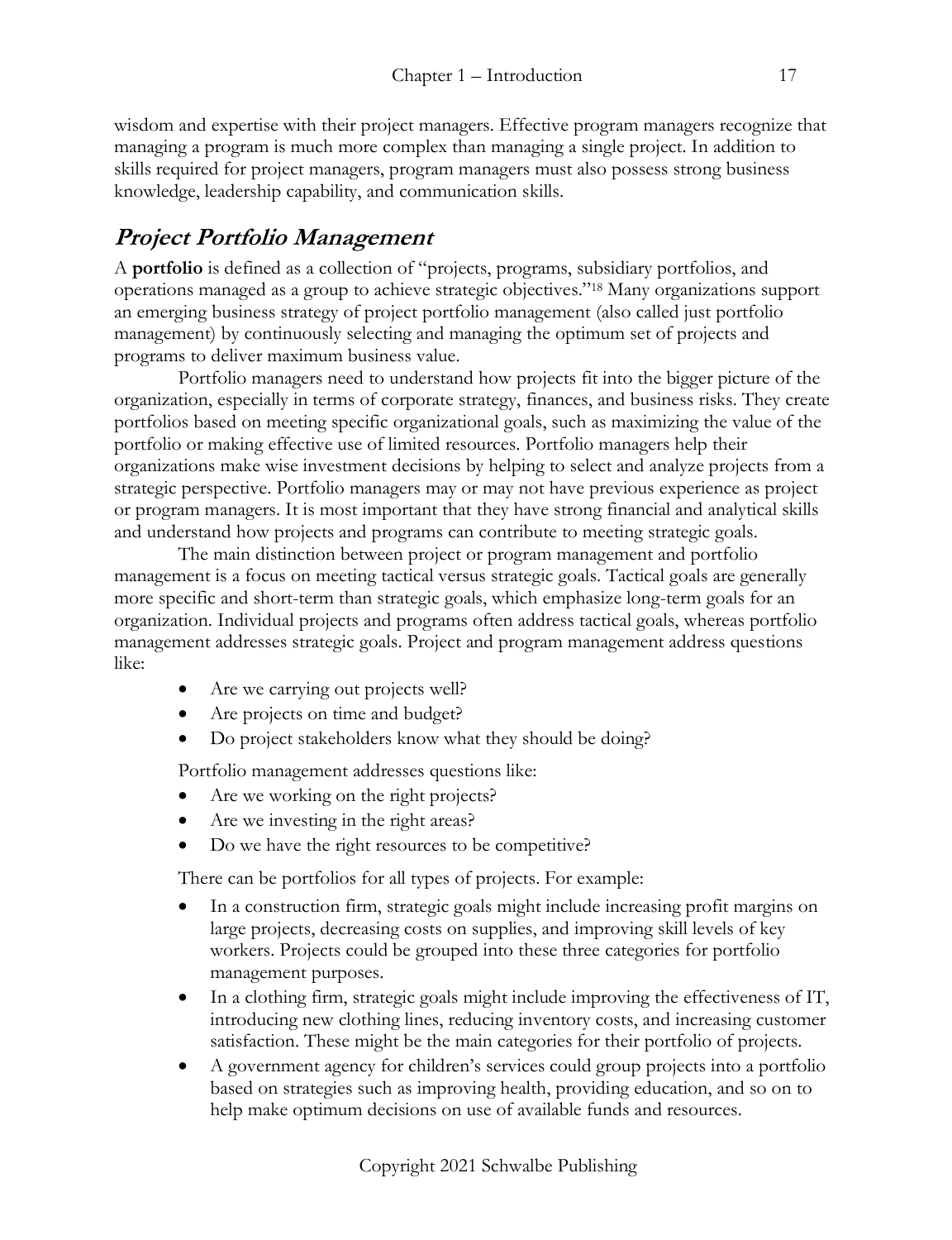wisdom and expertise with their project managers. Effective program managers recognize that managing a program is much more complex than managing a single project. In addition to skills required for project managers, program managers must also possess strong business knowledge, leadership capability, and communication skills.

## *Project Portfolio Management*

A **portfolio** is defined as a collection of "projects, programs, subsidiary portfolios, and operations managed as a group to achieve strategic objectives."[18] Many organizations support an emerging business strategy of project portfolio management (also called just portfolio management) by continuously selecting and managing the optimum set of projects and programs to deliver maximum business value.

Portfolio managers need to understand how projects fit into the bigger picture of the organization, especially in terms of corporate strategy, finances, and business risks. They create portfolios based on meeting specific organizational goals, such as maximizing the value of the portfolio or making effective use of limited resources. Portfolio managers help their organizations make wise investment decisions by helping to select and analyze projects from a strategic perspective. Portfolio managers may or may not have previous experience as project or program managers. It is most important that they have strong financial and analytical skills and understand how projects and programs can contribute to meeting strategic goals.

The main distinction between project or program management and portfolio management is a focus on meeting tactical versus strategic goals. Tactical goals are generally more specific and short-term than strategic goals, which emphasize long-term goals for an organization. Individual projects and programs often address tactical goals, whereas portfolio management addresses strategic goals. Project and program management address questions like:

- Are we carrying out projects well?
- Are projects on time and budget?
- Do project stakeholders know what they should be doing?

Portfolio management addresses questions like:

- Are we working on the right projects?
- Are we investing in the right areas?
- Do we have the right resources to be competitive?

There can be portfolios for all types of projects. For example:

- In a construction firm, strategic goals might include increasing profit margins on large projects, decreasing costs on supplies, and improving skill levels of key workers. Projects could be grouped into these three categories for portfolio management purposes.
- In a clothing firm, strategic goals might include improving the effectiveness of IT, introducing new clothing lines, reducing inventory costs, and increasing customer satisfaction. These might be the main categories for their portfolio of projects.
- A government agency for children's services could group projects into a portfolio based on strategies such as improving health, providing education, and so on to help make optimum decisions on use of available funds and resources.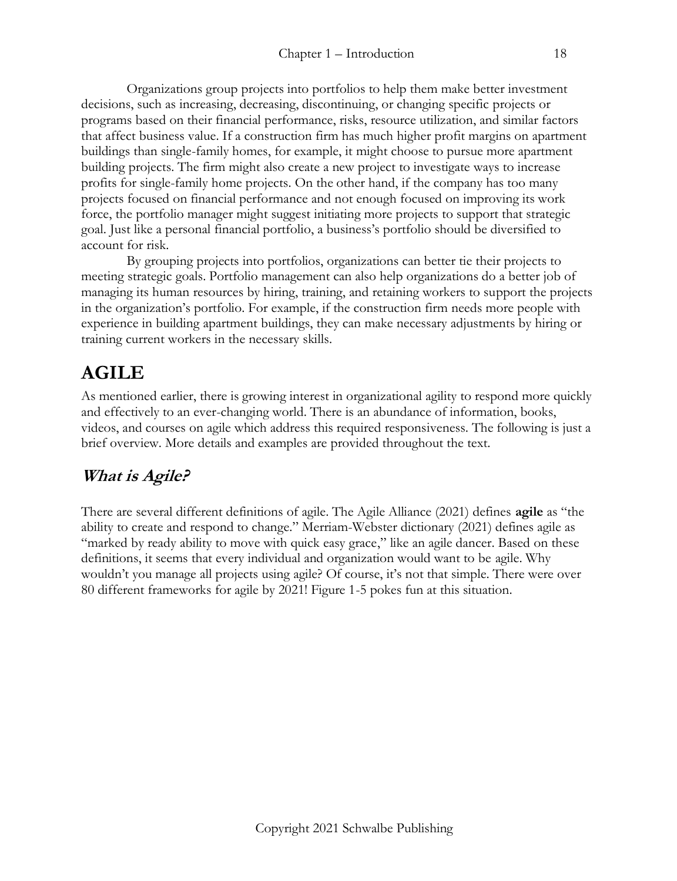Organizations group projects into portfolios to help them make better investment decisions, such as increasing, decreasing, discontinuing, or changing specific projects or programs based on their financial performance, risks, resource utilization, and similar factors that affect business value. If a construction firm has much higher profit margins on apartment buildings than single-family homes, for example, it might choose to pursue more apartment building projects. The firm might also create a new project to investigate ways to increase profits for single-family home projects. On the other hand, if the company has too many projects focused on financial performance and not enough focused on improving its work force, the portfolio manager might suggest initiating more projects to support that strategic goal. Just like a personal financial portfolio, a business's portfolio should be diversified to account for risk.

By grouping projects into portfolios, organizations can better tie their projects to meeting strategic goals. Portfolio management can also help organizations do a better job of managing its human resources by hiring, training, and retaining workers to support the projects in the organization's portfolio. For example, if the construction firm needs more people with experience in building apartment buildings, they can make necessary adjustments by hiring or training current workers in the necessary skills.

# AGILE

As mentioned earlier, there is growing interest in organizational agility to respond more quickly and effectively to an ever-changing world. There is an abundance of information, books, videos, and courses on agile which address this required responsiveness. The following is just a brief overview. More details and examples are provided throughout the text.

## *What is Agile?*

There are several different definitions of agile. The Agile Alliance (2021) defines **agile** as "the ability to create and respond to change." Merriam-Webster dictionary (2021) defines agile as "marked by ready ability to move with quick easy grace," like an agile dancer. Based on these definitions, it seems that every individual and organization would want to be agile. Why wouldn't you manage all projects using agile? Of course, it's not that simple. There were over 80 different frameworks for agile by 2021! Figure 1-5 pokes fun at this situation.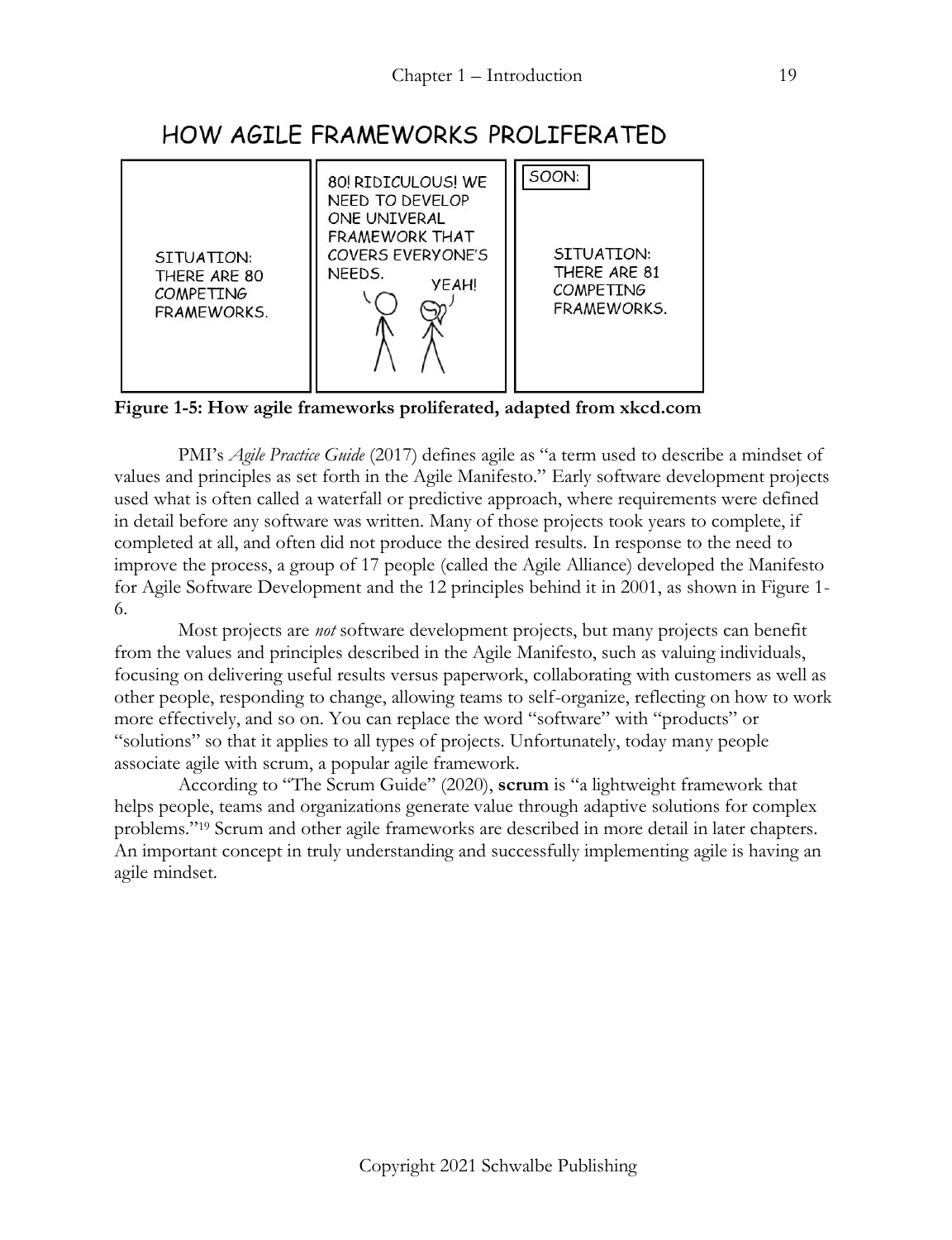**Figure 1-5: How agile frameworks proliferated, adapted from xkcd.com**

PMI's *Agile Practice Guide* (2017) defines agile as "a term used to describe a mindset of values and principles as set forth in the Agile Manifesto." Early software development projects used what is often called a waterfall or predictive approach, where requirements were defined in detail before any software was written. Many of those projects took years to complete, if completed at all, and often did not produce the desired results. In response to the need to improve the process, a group of 17 people (called the Agile Alliance) developed the Manifesto for Agile Software Development and the 12 principles behind it in 2001, as shown in Figure 1-6.

Most projects are *not* software development projects, but many projects can benefit from the values and principles described in the Agile Manifesto, such as valuing individuals, focusing on delivering useful results versus paperwork, collaborating with customers as well as other people, responding to change, allowing teams to self-organize, reflecting on how to work more effectively, and so on. You can replace the word "software" with "products" or "solutions" so that it applies to all types of projects. Unfortunately, today many people associate agile with scrum, a popular agile framework.

According to "The Scrum Guide" (2020), **scrum** is "a lightweight framework that helps people, teams and organizations generate value through adaptive solutions for complex problems."[19] Scrum and other agile frameworks are described in more detail in later chapters. An important concept in truly understanding and successfully implementing agile is having an agile mindset.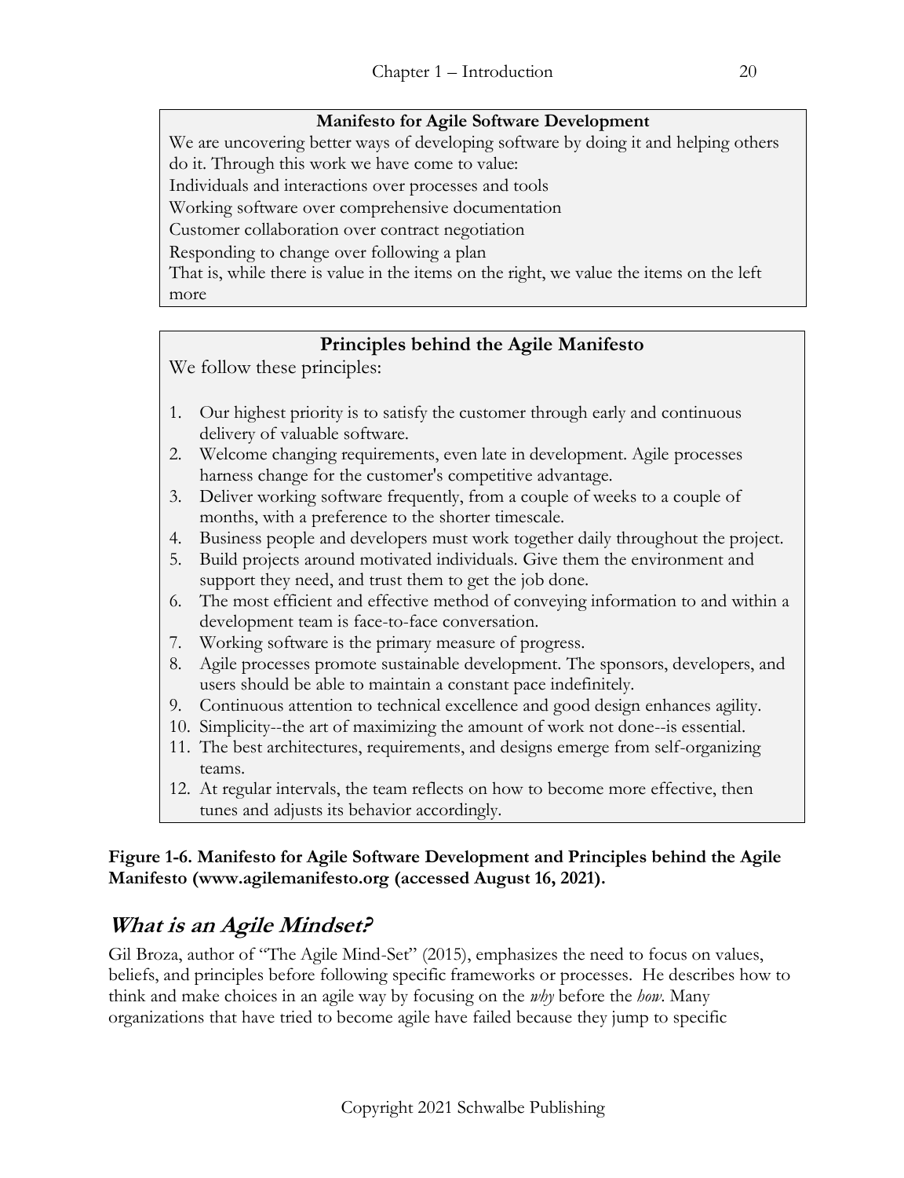**Manifesto for Agile Software Development**

We are uncovering better ways of developing software by doing it and helping others do it. Through this work we have come to value:

Individuals and interactions over processes and tools

Working software over comprehensive documentation

Customer collaboration over contract negotiation

Responding to change over following a plan

That is, while there is value in the items on the right, we value the items on the left more

**Principles behind the Agile Manifesto**

We follow these principles:

1. Our highest priority is to satisfy the customer through early and continuous delivery of valuable software.
2. Welcome changing requirements, even late in development. Agile processes harness change for the customer's competitive advantage.
3. Deliver working software frequently, from a couple of weeks to a couple of months, with a preference to the shorter timescale.
4. Business people and developers must work together daily throughout the project.
5. Build projects around motivated individuals. Give them the environment and support they need, and trust them to get the job done.
6. The most efficient and effective method of conveying information to and within a development team is face-to-face conversation.
7. Working software is the primary measure of progress.
8. Agile processes promote sustainable development. The sponsors, developers, and users should be able to maintain a constant pace indefinitely.
9. Continuous attention to technical excellence and good design enhances agility.
10. Simplicity--the art of maximizing the amount of work not done--is essential.
11. The best architectures, requirements, and designs emerge from self-organizing teams.
12. At regular intervals, the team reflects on how to become more effective, then tunes and adjusts its behavior accordingly.

**Figure 1-6. Manifesto for Agile Software Development and Principles behind the Agile Manifesto (www.agilemanifesto.org (accessed August 16, 2021).**

## *What is an Agile Mindset?*

Gil Broza, author of "The Agile Mind-Set" (2015), emphasizes the need to focus on values, beliefs, and principles before following specific frameworks or processes. He describes how to think and make choices in an agile way by focusing on the *why* before the *how*. Many organizations that have tried to become agile have failed because they jump to specific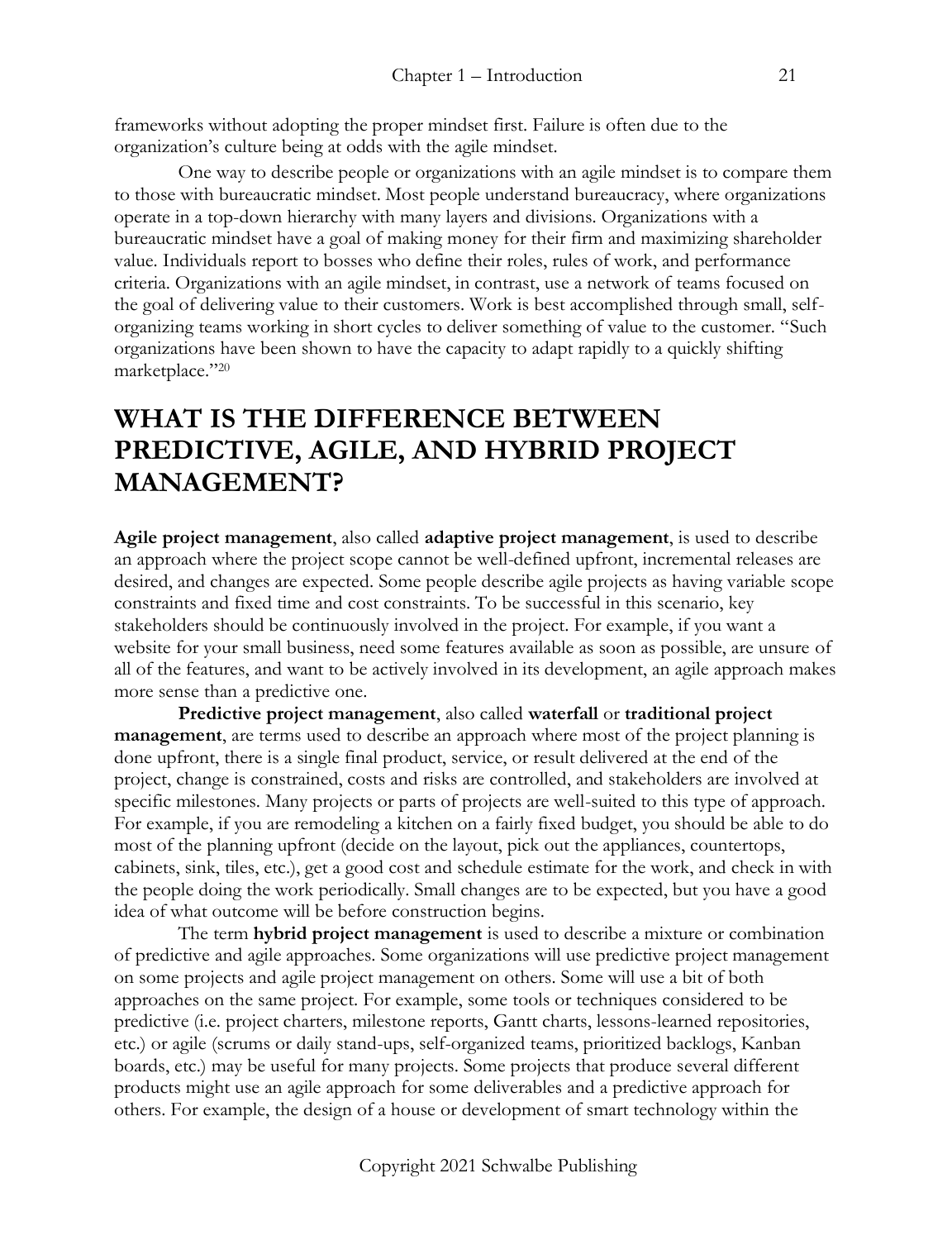frameworks without adopting the proper mindset first. Failure is often due to the organization's culture being at odds with the agile mindset.

One way to describe people or organizations with an agile mindset is to compare them to those with bureaucratic mindset. Most people understand bureaucracy, where organizations operate in a top-down hierarchy with many layers and divisions. Organizations with a bureaucratic mindset have a goal of making money for their firm and maximizing shareholder value. Individuals report to bosses who define their roles, rules of work, and performance criteria. Organizations with an agile mindset, in contrast, use a network of teams focused on the goal of delivering value to their customers. Work is best accomplished through small, self-organizing teams working in short cycles to deliver something of value to the customer. "Such organizations have been shown to have the capacity to adapt rapidly to a quickly shifting marketplace."[20]

# WHAT IS THE DIFFERENCE BETWEEN PREDICTIVE, AGILE, AND HYBRID PROJECT MANAGEMENT?

**Agile project management**, also called **adaptive project management**, is used to describe an approach where the project scope cannot be well-defined upfront, incremental releases are desired, and changes are expected. Some people describe agile projects as having variable scope constraints and fixed time and cost constraints. To be successful in this scenario, key stakeholders should be continuously involved in the project. For example, if you want a website for your small business, need some features available as soon as possible, are unsure of all of the features, and want to be actively involved in its development, an agile approach makes more sense than a predictive one.

**Predictive project management**, also called **waterfall** or **traditional project management**, are terms used to describe an approach where most of the project planning is done upfront, there is a single final product, service, or result delivered at the end of the project, change is constrained, costs and risks are controlled, and stakeholders are involved at specific milestones. Many projects or parts of projects are well-suited to this type of approach. For example, if you are remodeling a kitchen on a fairly fixed budget, you should be able to do most of the planning upfront (decide on the layout, pick out the appliances, countertops, cabinets, sink, tiles, etc.), get a good cost and schedule estimate for the work, and check in with the people doing the work periodically. Small changes are to be expected, but you have a good idea of what outcome will be before construction begins.

The term **hybrid project management** is used to describe a mixture or combination of predictive and agile approaches. Some organizations will use predictive project management on some projects and agile project management on others. Some will use a bit of both approaches on the same project. For example, some tools or techniques considered to be predictive (i.e. project charters, milestone reports, Gantt charts, lessons-learned repositories, etc.) or agile (scrums or daily stand-ups, self-organized teams, prioritized backlogs, Kanban boards, etc.) may be useful for many projects. Some projects that produce several different products might use an agile approach for some deliverables and a predictive approach for others. For example, the design of a house or development of smart technology within the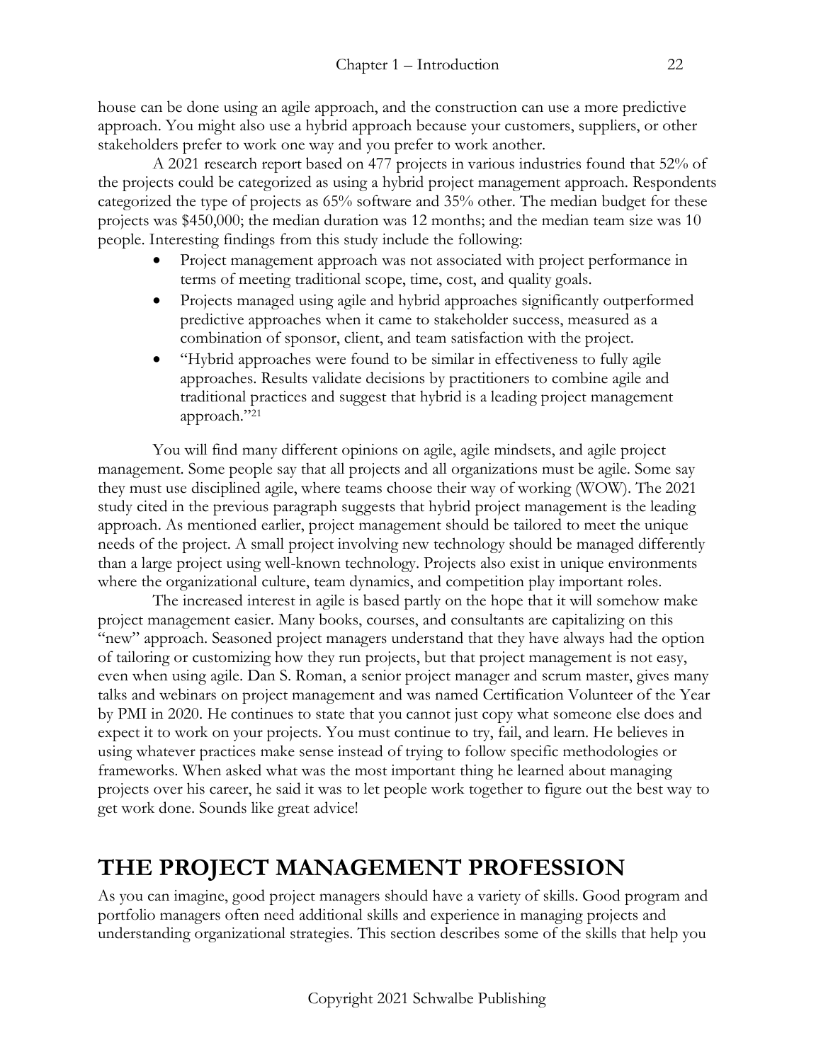house can be done using an agile approach, and the construction can use a more predictive approach. You might also use a hybrid approach because your customers, suppliers, or other stakeholders prefer to work one way and you prefer to work another.

A 2021 research report based on 477 projects in various industries found that 52% of the projects could be categorized as using a hybrid project management approach. Respondents categorized the type of projects as 65% software and 35% other. The median budget for these projects was $450,000; the median duration was 12 months; and the median team size was 10 people. Interesting findings from this study include the following:

- Project management approach was not associated with project performance in terms of meeting traditional scope, time, cost, and quality goals.
- Projects managed using agile and hybrid approaches significantly outperformed predictive approaches when it came to stakeholder success, measured as a combination of sponsor, client, and team satisfaction with the project.
- "Hybrid approaches were found to be similar in effectiveness to fully agile approaches. Results validate decisions by practitioners to combine agile and traditional practices and suggest that hybrid is a leading project management approach."[21]

You will find many different opinions on agile, agile mindsets, and agile project management. Some people say that all projects and all organizations must be agile. Some say they must use disciplined agile, where teams choose their way of working (WOW). The 2021 study cited in the previous paragraph suggests that hybrid project management is the leading approach. As mentioned earlier, project management should be tailored to meet the unique needs of the project. A small project involving new technology should be managed differently than a large project using well-known technology. Projects also exist in unique environments where the organizational culture, team dynamics, and competition play important roles.

The increased interest in agile is based partly on the hope that it will somehow make project management easier. Many books, courses, and consultants are capitalizing on this "new" approach. Seasoned project managers understand that they have always had the option of tailoring or customizing how they run projects, but that project management is not easy, even when using agile. Dan S. Roman, a senior project manager and scrum master, gives many talks and webinars on project management and was named Certification Volunteer of the Year by PMI in 2020. He continues to state that you cannot just copy what someone else does and expect it to work on your projects. You must continue to try, fail, and learn. He believes in using whatever practices make sense instead of trying to follow specific methodologies or frameworks. When asked what was the most important thing he learned about managing projects over his career, he said it was to let people work together to figure out the best way to get work done. Sounds like great advice!

# THE PROJECT MANAGEMENT PROFESSION

As you can imagine, good project managers should have a variety of skills. Good program and portfolio managers often need additional skills and experience in managing projects and understanding organizational strategies. This section describes some of the skills that help you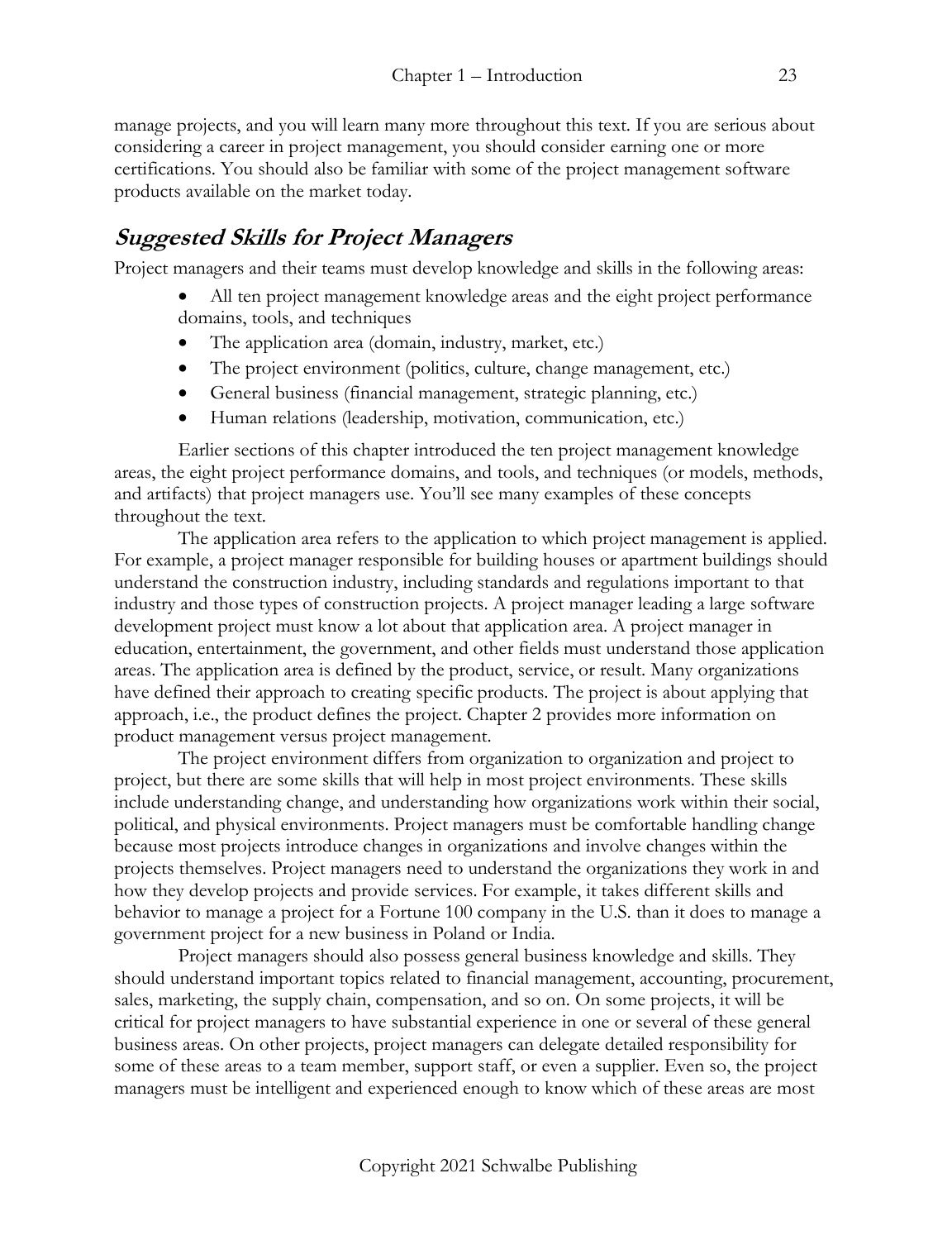manage projects, and you will learn many more throughout this text. If you are serious about considering a career in project management, you should consider earning one or more certifications. You should also be familiar with some of the project management software products available on the market today.

## *Suggested Skills for Project Managers*

Project managers and their teams must develop knowledge and skills in the following areas:

- All ten project management knowledge areas and the eight project performance domains, tools, and techniques
- The application area (domain, industry, market, etc.)
- The project environment (politics, culture, change management, etc.)
- General business (financial management, strategic planning, etc.)
- Human relations (leadership, motivation, communication, etc.)

Earlier sections of this chapter introduced the ten project management knowledge areas, the eight project performance domains, and tools, and techniques (or models, methods, and artifacts) that project managers use. You'll see many examples of these concepts throughout the text.

The application area refers to the application to which project management is applied. For example, a project manager responsible for building houses or apartment buildings should understand the construction industry, including standards and regulations important to that industry and those types of construction projects. A project manager leading a large software development project must know a lot about that application area. A project manager in education, entertainment, the government, and other fields must understand those application areas. The application area is defined by the product, service, or result. Many organizations have defined their approach to creating specific products. The project is about applying that approach, i.e., the product defines the project. Chapter 2 provides more information on product management versus project management.

The project environment differs from organization to organization and project to project, but there are some skills that will help in most project environments. These skills include understanding change, and understanding how organizations work within their social, political, and physical environments. Project managers must be comfortable handling change because most projects introduce changes in organizations and involve changes within the projects themselves. Project managers need to understand the organizations they work in and how they develop projects and provide services. For example, it takes different skills and behavior to manage a project for a Fortune 100 company in the U.S. than it does to manage a government project for a new business in Poland or India.

Project managers should also possess general business knowledge and skills. They should understand important topics related to financial management, accounting, procurement, sales, marketing, the supply chain, compensation, and so on. On some projects, it will be critical for project managers to have substantial experience in one or several of these general business areas. On other projects, project managers can delegate detailed responsibility for some of these areas to a team member, support staff, or even a supplier. Even so, the project managers must be intelligent and experienced enough to know which of these areas are most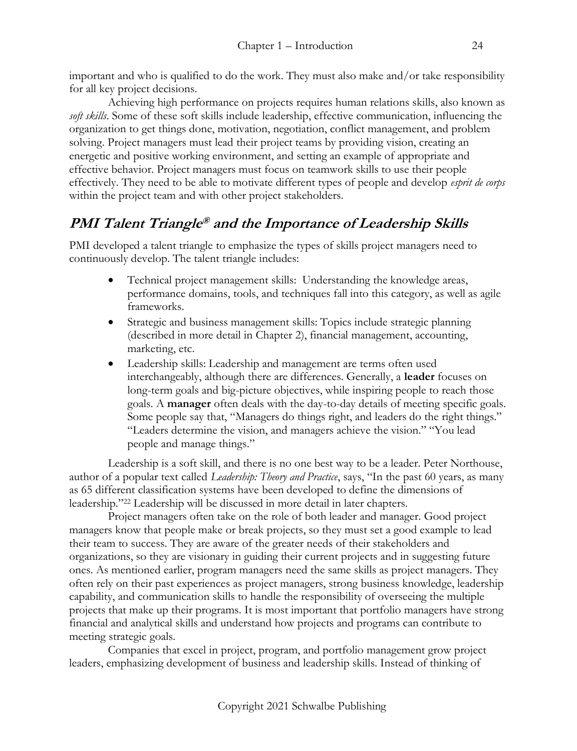important and who is qualified to do the work. They must also make and/or take responsibility for all key project decisions.

Achieving high performance on projects requires human relations skills, also known as *soft skills*. Some of these soft skills include leadership, effective communication, influencing the organization to get things done, motivation, negotiation, conflict management, and problem solving. Project managers must lead their project teams by providing vision, creating an energetic and positive working environment, and setting an example of appropriate and effective behavior. Project managers must focus on teamwork skills to use their people effectively. They need to be able to motivate different types of people and develop *esprit de corps* within the project team and with other project stakeholders.

## PMI Talent Triangle® and the Importance of Leadership Skills

PMI developed a talent triangle to emphasize the types of skills project managers need to continuously develop. The talent triangle includes:

- Technical project management skills: Understanding the knowledge areas, performance domains, tools, and techniques fall into this category, as well as agile frameworks.
- Strategic and business management skills: Topics include strategic planning (described in more detail in Chapter 2), financial management, accounting, marketing, etc.
- Leadership skills: Leadership and management are terms often used interchangeably, although there are differences. Generally, a **leader** focuses on long-term goals and big-picture objectives, while inspiring people to reach those goals. A **manager** often deals with the day-to-day details of meeting specific goals. Some people say that, "Managers do things right, and leaders do the right things." "Leaders determine the vision, and managers achieve the vision." "You lead people and manage things."

Leadership is a soft skill, and there is no one best way to be a leader. Peter Northouse, author of a popular text called *Leadership: Theory and Practice*, says, "In the past 60 years, as many as 65 different classification systems have been developed to define the dimensions of leadership."[22] Leadership will be discussed in more detail in later chapters.

Project managers often take on the role of both leader and manager. Good project managers know that people make or break projects, so they must set a good example to lead their team to success. They are aware of the greater needs of their stakeholders and organizations, so they are visionary in guiding their current projects and in suggesting future ones. As mentioned earlier, program managers need the same skills as project managers. They often rely on their past experiences as project managers, strong business knowledge, leadership capability, and communication skills to handle the responsibility of overseeing the multiple projects that make up their programs. It is most important that portfolio managers have strong financial and analytical skills and understand how projects and programs can contribute to meeting strategic goals.

Companies that excel in project, program, and portfolio management grow project leaders, emphasizing development of business and leadership skills. Instead of thinking of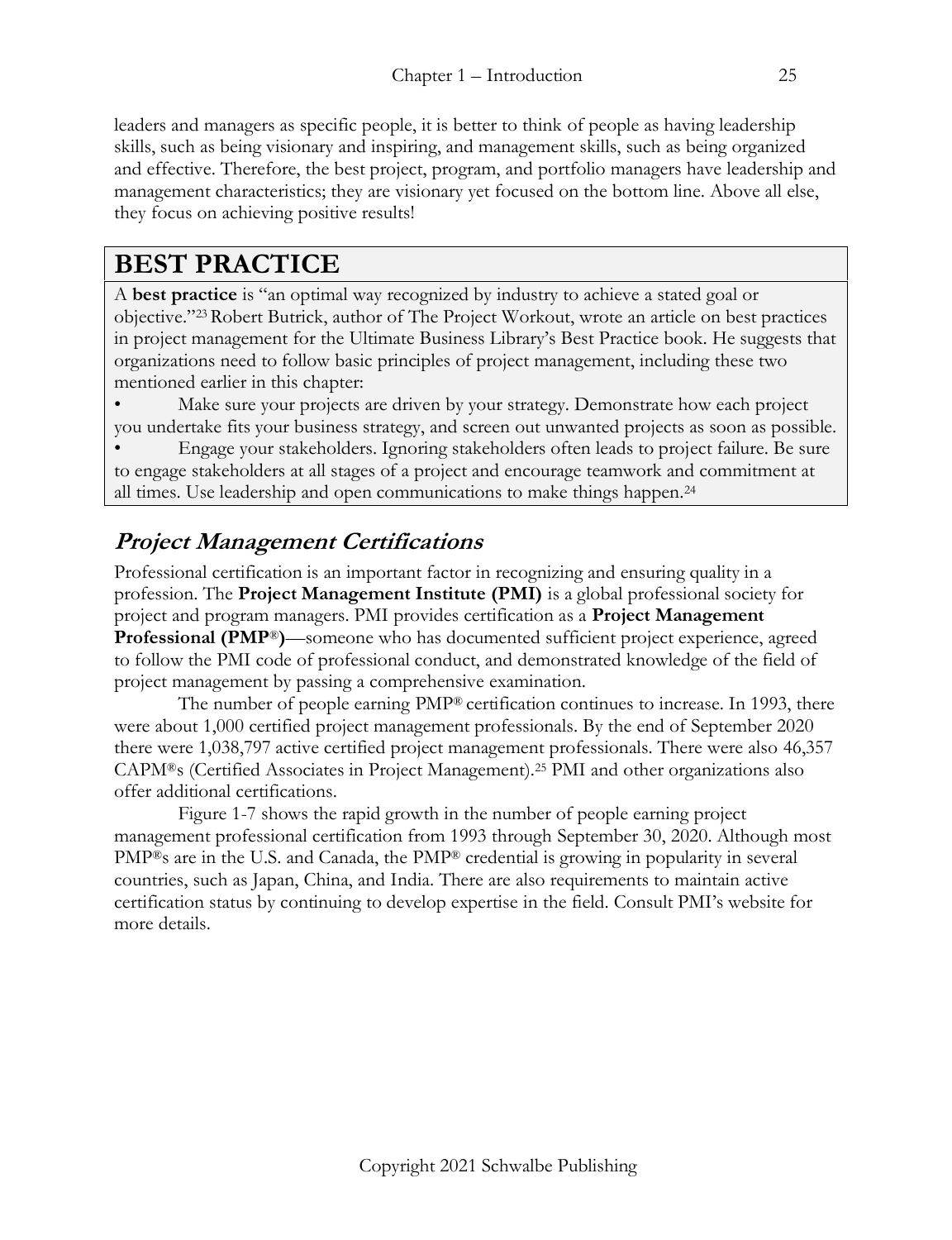leaders and managers as specific people, it is better to think of people as having leadership skills, such as being visionary and inspiring, and management skills, such as being organized and effective. Therefore, the best project, program, and portfolio managers have leadership and management characteristics; they are visionary yet focused on the bottom line. Above all else, they focus on achieving positive results!

## BEST PRACTICE

A **best practice** is "an optimal way recognized by industry to achieve a stated goal or objective."[23] Robert Butrick, author of The Project Workout, wrote an article on best practices in project management for the Ultimate Business Library's Best Practice book. He suggests that organizations need to follow basic principles of project management, including these two mentioned earlier in this chapter:

- Make sure your projects are driven by your strategy. Demonstrate how each project you undertake fits your business strategy, and screen out unwanted projects as soon as possible.
- Engage your stakeholders. Ignoring stakeholders often leads to project failure. Be sure to engage stakeholders at all stages of a project and encourage teamwork and commitment at all times. Use leadership and open communications to make things happen.[24]

## *Project Management Certifications*

Professional certification is an important factor in recognizing and ensuring quality in a profession. The **Project Management Institute (PMI)** is a global professional society for project and program managers. PMI provides certification as a **Project Management Professional (PMP®)**—someone who has documented sufficient project experience, agreed to follow the PMI code of professional conduct, and demonstrated knowledge of the field of project management by passing a comprehensive examination.

The number of people earning PMP® certification continues to increase. In 1993, there were about 1,000 certified project management professionals. By the end of September 2020 there were 1,038,797 active certified project management professionals. There were also 46,357 CAPM®s (Certified Associates in Project Management).[25] PMI and other organizations also offer additional certifications.

Figure 1-7 shows the rapid growth in the number of people earning project management professional certification from 1993 through September 30, 2020. Although most PMP®s are in the U.S. and Canada, the PMP® credential is growing in popularity in several countries, such as Japan, China, and India. There are also requirements to maintain active certification status by continuing to develop expertise in the field. Consult PMI's website for more details.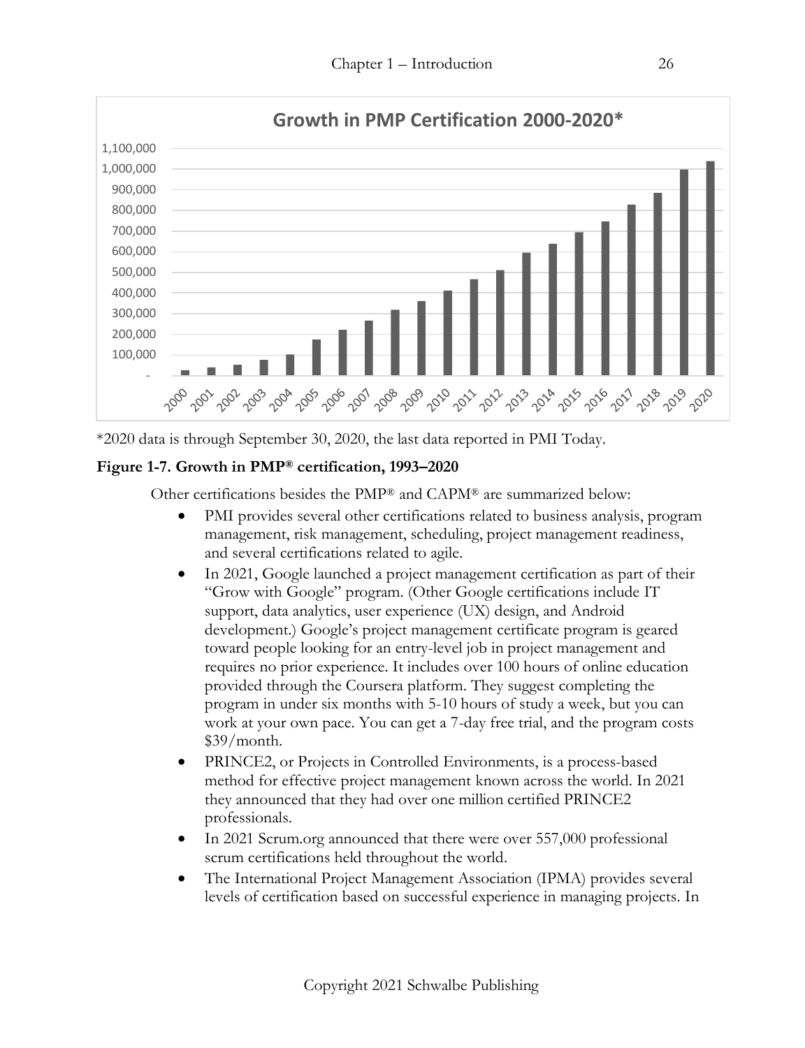*2020 data is through September 30, 2020, the last data reported in PMI Today.

**Figure 1-7. Growth in PMP® certification, 1993–2020**

Other certifications besides the PMP® and CAPM® are summarized below:

- PMI provides several other certifications related to business analysis, program management, risk management, scheduling, project management readiness, and several certifications related to agile.
- In 2021, Google launched a project management certification as part of their "Grow with Google" program. (Other Google certifications include IT support, data analytics, user experience (UX) design, and Android development.) Google's project management certificate program is geared toward people looking for an entry-level job in project management and requires no prior experience. It includes over 100 hours of online education provided through the Coursera platform. They suggest completing the program in under six months with 5-10 hours of study a week, but you can work at your own pace. You can get a 7-day free trial, and the program costs $39/month.
- PRINCE2, or Projects in Controlled Environments, is a process-based method for effective project management known across the world. In 2021 they announced that they had over one million certified PRINCE2 professionals.
- In 2021 Scrum.org announced that there were over 557,000 professional scrum certifications held throughout the world.
- The International Project Management Association (IPMA) provides several levels of certification based on successful experience in managing projects. In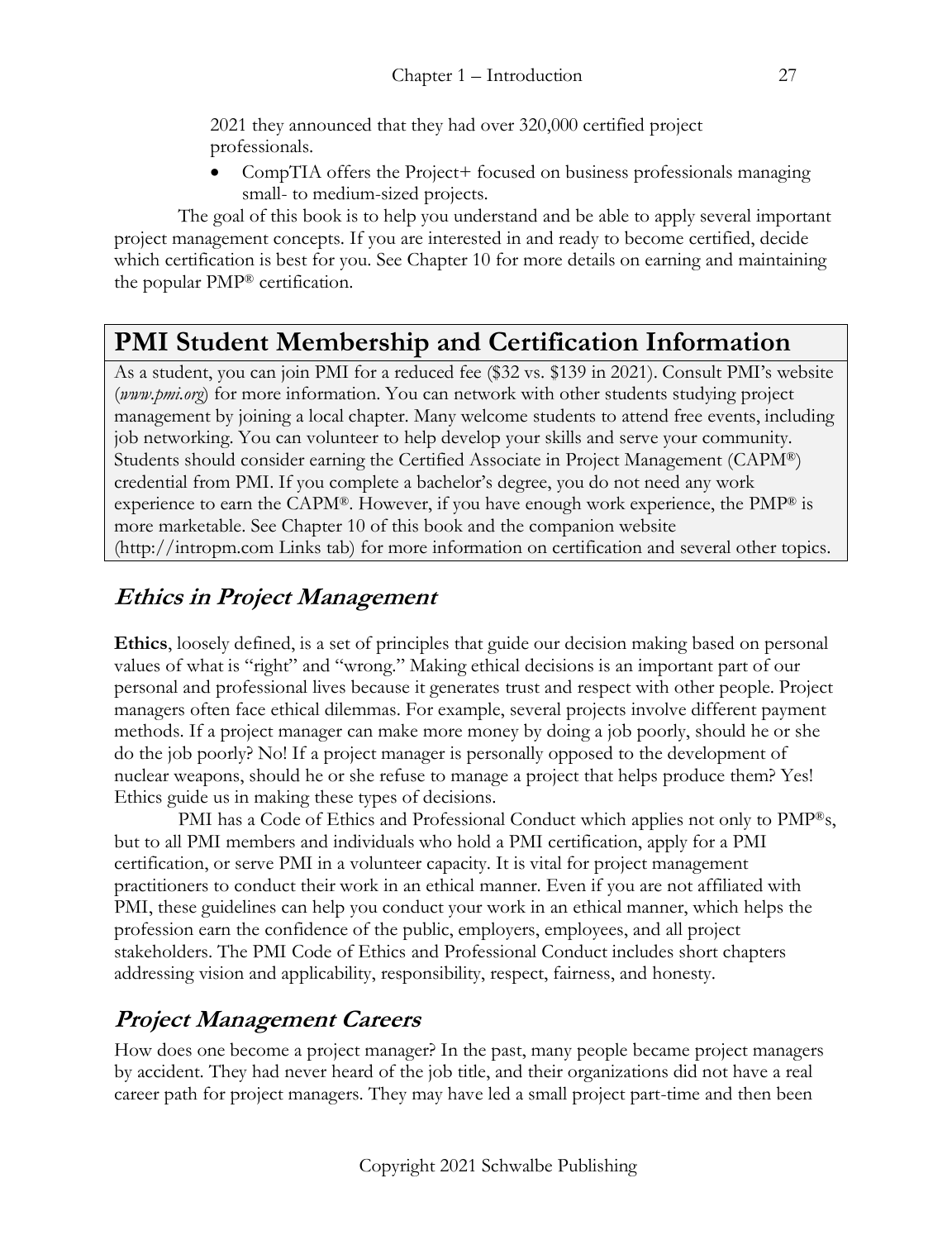2021 they announced that they had over 320,000 certified project professionals.

- CompTIA offers the Project+ focused on business professionals managing small- to medium-sized projects.

The goal of this book is to help you understand and be able to apply several important project management concepts. If you are interested in and ready to become certified, decide which certification is best for you. See Chapter 10 for more details on earning and maintaining the popular PMP® certification.

## PMI Student Membership and Certification Information

As a student, you can join PMI for a reduced fee ($32 vs. $139 in 2021). Consult PMI's website (*www.pmi.org*) for more information. You can network with other students studying project management by joining a local chapter. Many welcome students to attend free events, including job networking. You can volunteer to help develop your skills and serve your community. Students should consider earning the Certified Associate in Project Management (CAPM®) credential from PMI. If you complete a bachelor's degree, you do not need any work experience to earn the CAPM®. However, if you have enough work experience, the PMP® is more marketable. See Chapter 10 of this book and the companion website (http://intropm.com Links tab) for more information on certification and several other topics.

## *Ethics in Project Management*

**Ethics**, loosely defined, is a set of principles that guide our decision making based on personal values of what is "right" and "wrong." Making ethical decisions is an important part of our personal and professional lives because it generates trust and respect with other people. Project managers often face ethical dilemmas. For example, several projects involve different payment methods. If a project manager can make more money by doing a job poorly, should he or she do the job poorly? No! If a project manager is personally opposed to the development of nuclear weapons, should he or she refuse to manage a project that helps produce them? Yes! Ethics guide us in making these types of decisions.

PMI has a Code of Ethics and Professional Conduct which applies not only to PMP®s, but to all PMI members and individuals who hold a PMI certification, apply for a PMI certification, or serve PMI in a volunteer capacity. It is vital for project management practitioners to conduct their work in an ethical manner. Even if you are not affiliated with PMI, these guidelines can help you conduct your work in an ethical manner, which helps the profession earn the confidence of the public, employers, employees, and all project stakeholders. The PMI Code of Ethics and Professional Conduct includes short chapters addressing vision and applicability, responsibility, respect, fairness, and honesty.

## *Project Management Careers*

How does one become a project manager? In the past, many people became project managers by accident. They had never heard of the job title, and their organizations did not have a real career path for project managers. They may have led a small project part-time and then been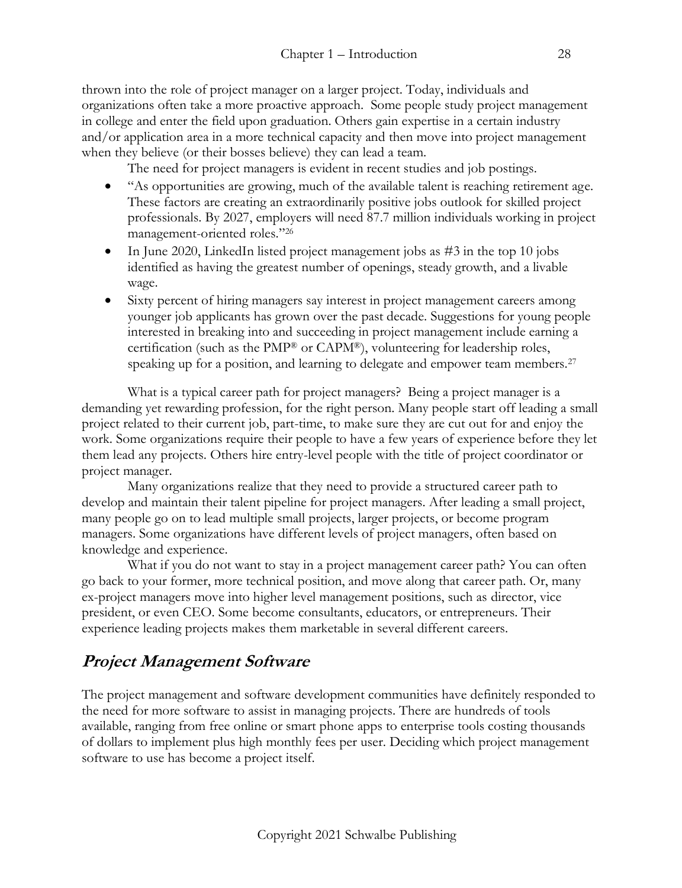thrown into the role of project manager on a larger project. Today, individuals and organizations often take a more proactive approach. Some people study project management in college and enter the field upon graduation. Others gain expertise in a certain industry and/or application area in a more technical capacity and then move into project management when they believe (or their bosses believe) they can lead a team.

The need for project managers is evident in recent studies and job postings.

- "As opportunities are growing, much of the available talent is reaching retirement age. These factors are creating an extraordinarily positive jobs outlook for skilled project professionals. By 2027, employers will need 87.7 million individuals working in project management-oriented roles."[26]
- In June 2020, LinkedIn listed project management jobs as #3 in the top 10 jobs identified as having the greatest number of openings, steady growth, and a livable wage.
- Sixty percent of hiring managers say interest in project management careers among younger job applicants has grown over the past decade. Suggestions for young people interested in breaking into and succeeding in project management include earning a certification (such as the PMP® or CAPM®), volunteering for leadership roles, speaking up for a position, and learning to delegate and empower team members.[27]

What is a typical career path for project managers? Being a project manager is a demanding yet rewarding profession, for the right person. Many people start off leading a small project related to their current job, part-time, to make sure they are cut out for and enjoy the work. Some organizations require their people to have a few years of experience before they let them lead any projects. Others hire entry-level people with the title of project coordinator or project manager.

Many organizations realize that they need to provide a structured career path to develop and maintain their talent pipeline for project managers. After leading a small project, many people go on to lead multiple small projects, larger projects, or become program managers. Some organizations have different levels of project managers, often based on knowledge and experience.

What if you do not want to stay in a project management career path? You can often go back to your former, more technical position, and move along that career path. Or, many ex-project managers move into higher level management positions, such as director, vice president, or even CEO. Some become consultants, educators, or entrepreneurs. Their experience leading projects makes them marketable in several different careers.

## *Project Management Software*

The project management and software development communities have definitely responded to the need for more software to assist in managing projects. There are hundreds of tools available, ranging from free online or smart phone apps to enterprise tools costing thousands of dollars to implement plus high monthly fees per user. Deciding which project management software to use has become a project itself.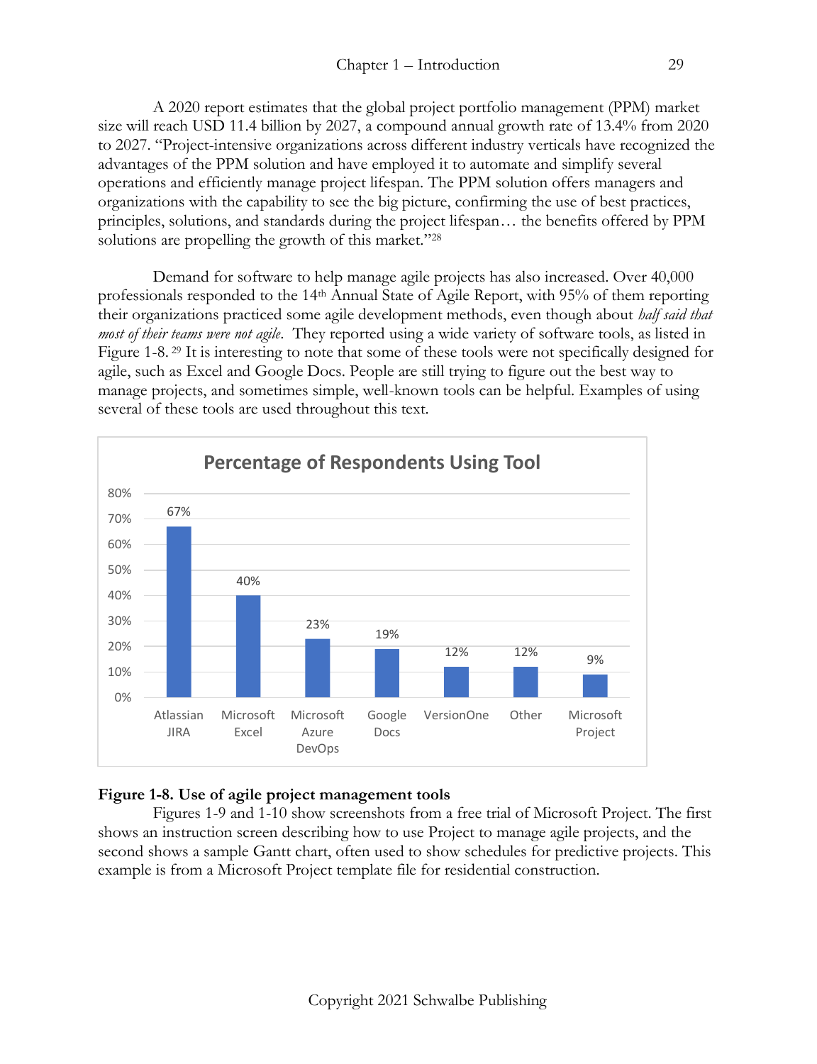A 2020 report estimates that the global project portfolio management (PPM) market size will reach USD 11.4 billion by 2027, a compound annual growth rate of 13.4% from 2020 to 2027. "Project-intensive organizations across different industry verticals have recognized the advantages of the PPM solution and have employed it to automate and simplify several operations and efficiently manage project lifespan. The PPM solution offers managers and organizations with the capability to see the big picture, confirming the use of best practices, principles, solutions, and standards during the project lifespan… the benefits offered by PPM solutions are propelling the growth of this market."[28]

Demand for software to help manage agile projects has also increased. Over 40,000 professionals responded to the 14th Annual State of Agile Report, with 95% of them reporting their organizations practiced some agile development methods, even though about *half said that most of their teams were not agile*. They reported using a wide variety of software tools, as listed in Figure 1-8. [29] It is interesting to note that some of these tools were not specifically designed for agile, such as Excel and Google Docs. People are still trying to figure out the best way to manage projects, and sometimes simple, well-known tools can be helpful. Examples of using several of these tools are used throughout this text.

**Percentage of Respondents Using Tool**

| Tool | Percentage |
|---|---|
| Atlassian JIRA | 67% |
| Microsoft Excel | 40% |
| Microsoft Azure DevOps | 23% |
| Google Docs | 19% |
| VersionOne | 12% |
| Other | 12% |
| Microsoft Project | 9% |

**Figure 1-8. Use of agile project management tools**

Figures 1-9 and 1-10 show screenshots from a free trial of Microsoft Project. The first shows an instruction screen describing how to use Project to manage agile projects, and the second shows a sample Gantt chart, often used to show schedules for predictive projects. This example is from a Microsoft Project template file for residential construction.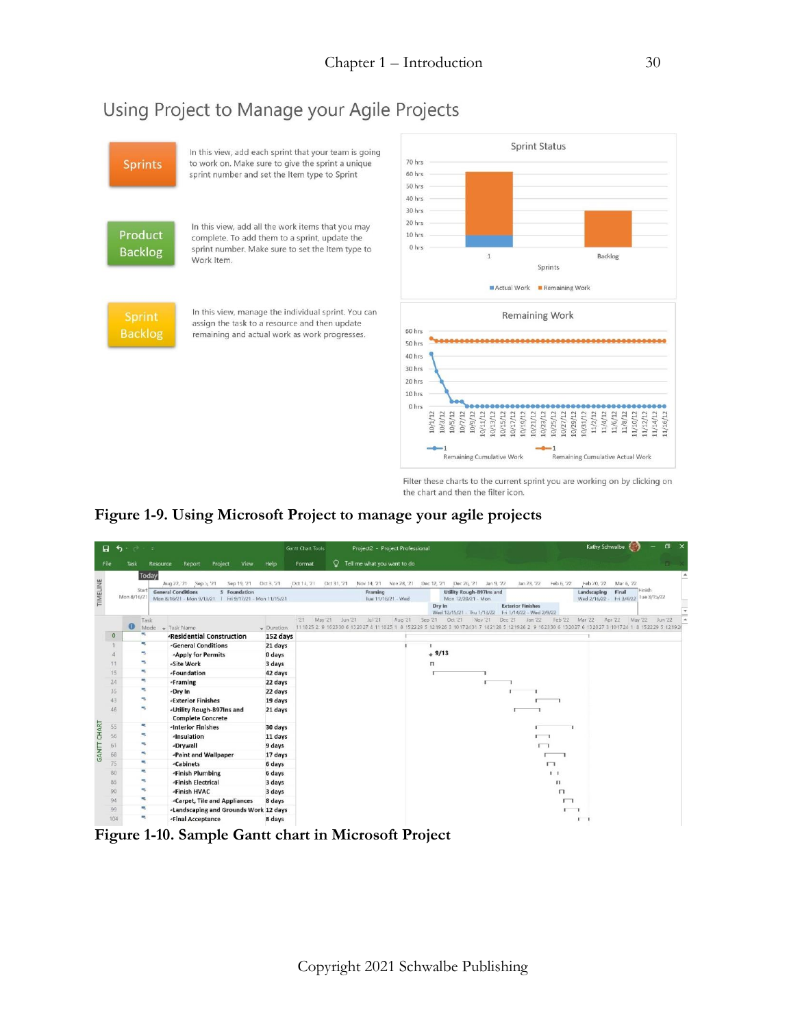Figure 1-9. Using Microsoft Project to manage your agile projects

Figure 1-10. Sample Gantt chart in Microsoft Project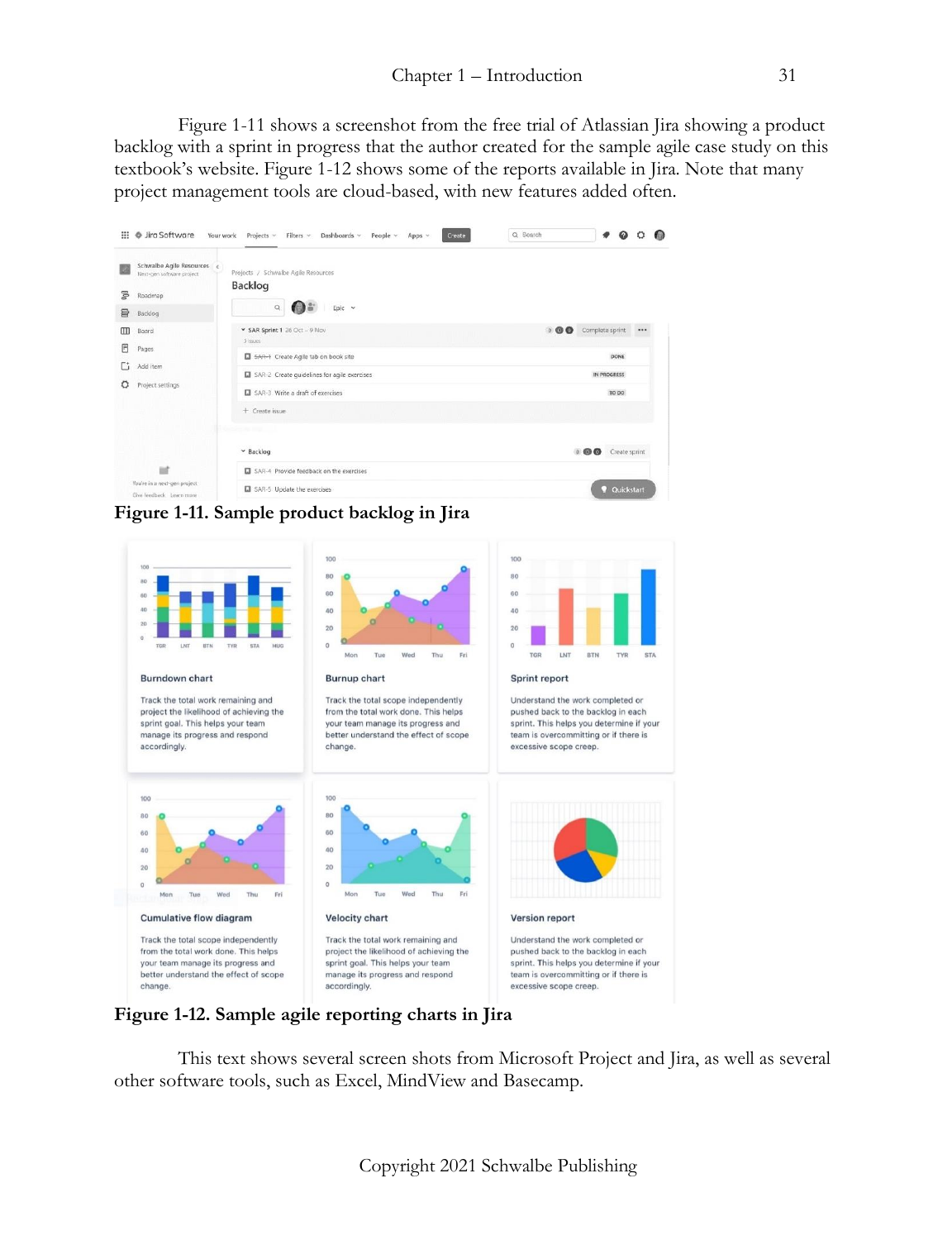Figure 1-11 shows a screenshot from the free trial of Atlassian Jira showing a product backlog with a sprint in progress that the author created for the sample agile case study on this textbook's website. Figure 1-12 shows some of the reports available in Jira. Note that many project management tools are cloud-based, with new features added often.

**Figure 1-11. Sample product backlog in Jira**

**Figure 1-12. Sample agile reporting charts in Jira**

This text shows several screen shots from Microsoft Project and Jira, as well as several other software tools, such as Excel, MindView and Basecamp.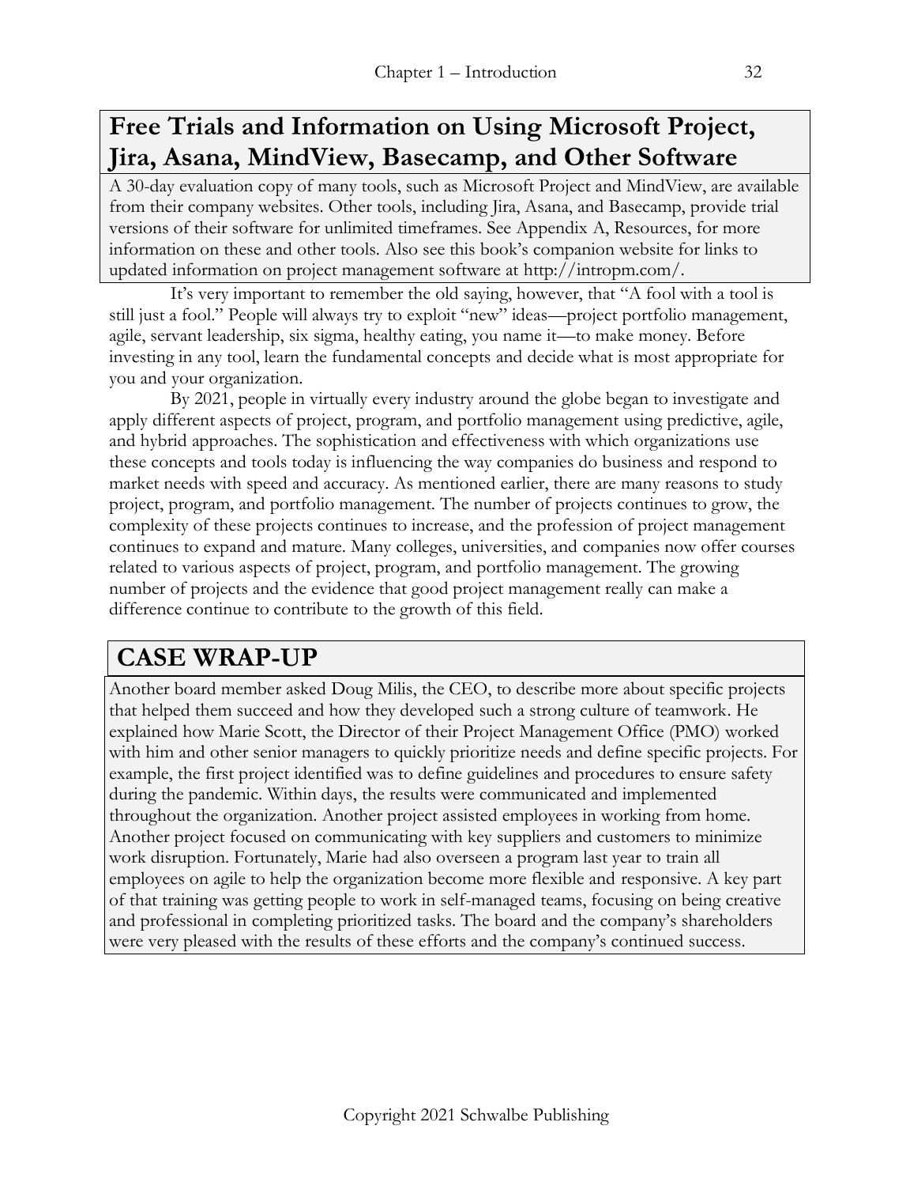## Free Trials and Information on Using Microsoft Project, Jira, Asana, MindView, Basecamp, and Other Software

A 30-day evaluation copy of many tools, such as Microsoft Project and MindView, are available from their company websites. Other tools, including Jira, Asana, and Basecamp, provide trial versions of their software for unlimited timeframes. See Appendix A, Resources, for more information on these and other tools. Also see this book's companion website for links to updated information on project management software at http://intropm.com/.

It's very important to remember the old saying, however, that "A fool with a tool is still just a fool." People will always try to exploit "new" ideas—project portfolio management, agile, servant leadership, six sigma, healthy eating, you name it—to make money. Before investing in any tool, learn the fundamental concepts and decide what is most appropriate for you and your organization.

By 2021, people in virtually every industry around the globe began to investigate and apply different aspects of project, program, and portfolio management using predictive, agile, and hybrid approaches. The sophistication and effectiveness with which organizations use these concepts and tools today is influencing the way companies do business and respond to market needs with speed and accuracy. As mentioned earlier, there are many reasons to study project, program, and portfolio management. The number of projects continues to grow, the complexity of these projects continues to increase, and the profession of project management continues to expand and mature. Many colleges, universities, and companies now offer courses related to various aspects of project, program, and portfolio management. The growing number of projects and the evidence that good project management really can make a difference continue to contribute to the growth of this field.

## CASE WRAP-UP

Another board member asked Doug Milis, the CEO, to describe more about specific projects that helped them succeed and how they developed such a strong culture of teamwork. He explained how Marie Scott, the Director of their Project Management Office (PMO) worked with him and other senior managers to quickly prioritize needs and define specific projects. For example, the first project identified was to define guidelines and procedures to ensure safety during the pandemic. Within days, the results were communicated and implemented throughout the organization. Another project assisted employees in working from home. Another project focused on communicating with key suppliers and customers to minimize work disruption. Fortunately, Marie had also overseen a program last year to train all employees on agile to help the organization become more flexible and responsive. A key part of that training was getting people to work in self-managed teams, focusing on being creative and professional in completing prioritized tasks. The board and the company's shareholders were very pleased with the results of these efforts and the company's continued success.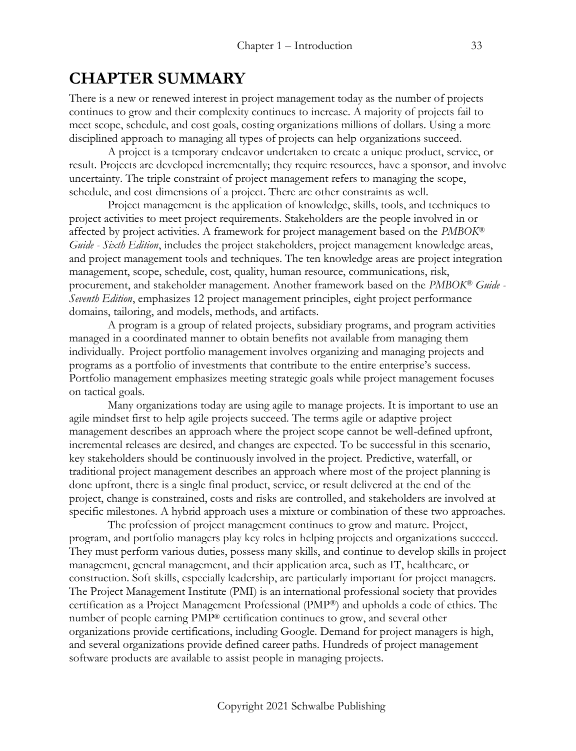# CHAPTER SUMMARY

There is a new or renewed interest in project management today as the number of projects continues to grow and their complexity continues to increase. A majority of projects fail to meet scope, schedule, and cost goals, costing organizations millions of dollars. Using a more disciplined approach to managing all types of projects can help organizations succeed.

A project is a temporary endeavor undertaken to create a unique product, service, or result. Projects are developed incrementally; they require resources, have a sponsor, and involve uncertainty. The triple constraint of project management refers to managing the scope, schedule, and cost dimensions of a project. There are other constraints as well.

Project management is the application of knowledge, skills, tools, and techniques to project activities to meet project requirements. Stakeholders are the people involved in or affected by project activities. A framework for project management based on the *PMBOK® Guide - Sixth Edition*, includes the project stakeholders, project management knowledge areas, and project management tools and techniques. The ten knowledge areas are project integration management, scope, schedule, cost, quality, human resource, communications, risk, procurement, and stakeholder management. Another framework based on the *PMBOK® Guide - Seventh Edition*, emphasizes 12 project management principles, eight project performance domains, tailoring, and models, methods, and artifacts.

A program is a group of related projects, subsidiary programs, and program activities managed in a coordinated manner to obtain benefits not available from managing them individually. Project portfolio management involves organizing and managing projects and programs as a portfolio of investments that contribute to the entire enterprise's success. Portfolio management emphasizes meeting strategic goals while project management focuses on tactical goals.

Many organizations today are using agile to manage projects. It is important to use an agile mindset first to help agile projects succeed. The terms agile or adaptive project management describes an approach where the project scope cannot be well-defined upfront, incremental releases are desired, and changes are expected. To be successful in this scenario, key stakeholders should be continuously involved in the project. Predictive, waterfall, or traditional project management describes an approach where most of the project planning is done upfront, there is a single final product, service, or result delivered at the end of the project, change is constrained, costs and risks are controlled, and stakeholders are involved at specific milestones. A hybrid approach uses a mixture or combination of these two approaches.

The profession of project management continues to grow and mature. Project, program, and portfolio managers play key roles in helping projects and organizations succeed. They must perform various duties, possess many skills, and continue to develop skills in project management, general management, and their application area, such as IT, healthcare, or construction. Soft skills, especially leadership, are particularly important for project managers. The Project Management Institute (PMI) is an international professional society that provides certification as a Project Management Professional (PMP®) and upholds a code of ethics. The number of people earning PMP® certification continues to grow, and several other organizations provide certifications, including Google. Demand for project managers is high, and several organizations provide defined career paths. Hundreds of project management software products are available to assist people in managing projects.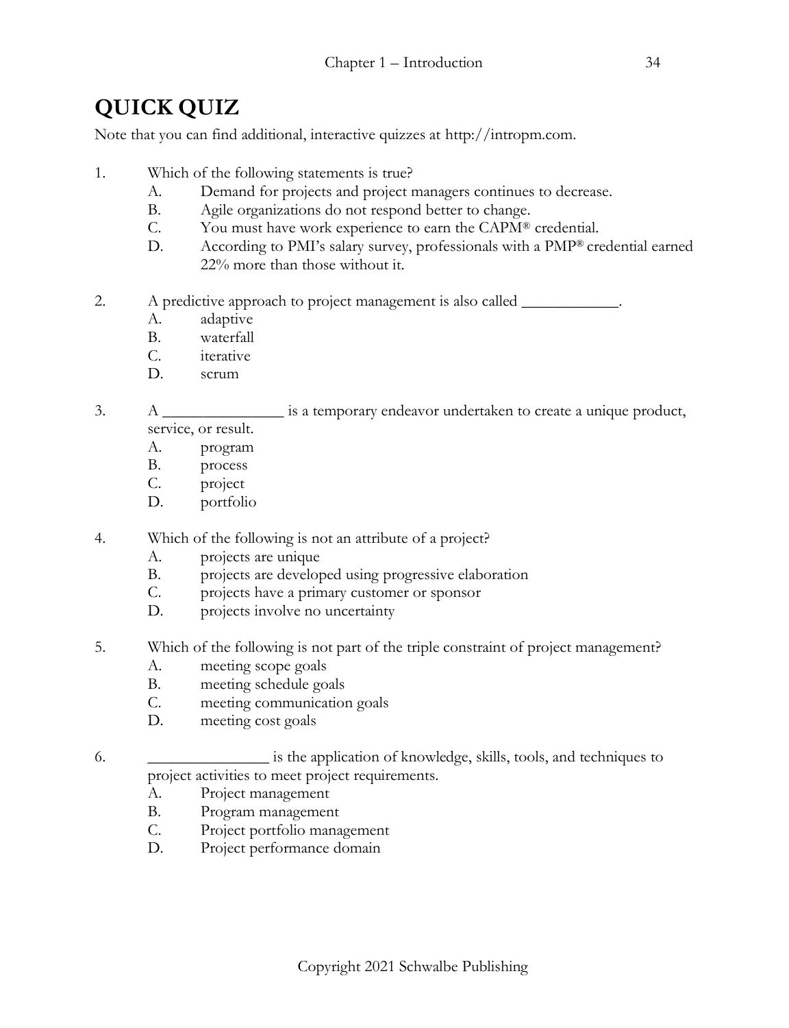# QUICK QUIZ

Note that you can find additional, interactive quizzes at http://intropm.com.

1. Which of the following statements is true?
   - A. Demand for projects and project managers continues to decrease.
   - B. Agile organizations do not respond better to change.
   - C. You must have work experience to earn the CAPM® credential.
   - D. According to PMI's salary survey, professionals with a PMP® credential earned 22% more than those without it.

2. A predictive approach to project management is also called ____________.
   - A. adaptive
   - B. waterfall
   - C. iterative
   - D. scrum

3. A _______________ is a temporary endeavor undertaken to create a unique product, service, or result.
   - A. program
   - B. process
   - C. project
   - D. portfolio

4. Which of the following is not an attribute of a project?
   - A. projects are unique
   - B. projects are developed using progressive elaboration
   - C. projects have a primary customer or sponsor
   - D. projects involve no uncertainty

5. Which of the following is not part of the triple constraint of project management?
   - A. meeting scope goals
   - B. meeting schedule goals
   - C. meeting communication goals
   - D. meeting cost goals

6. _______________ is the application of knowledge, skills, tools, and techniques to project activities to meet project requirements.
   - A. Project management
   - B. Program management
   - C. Project portfolio management
   - D. Project performance domain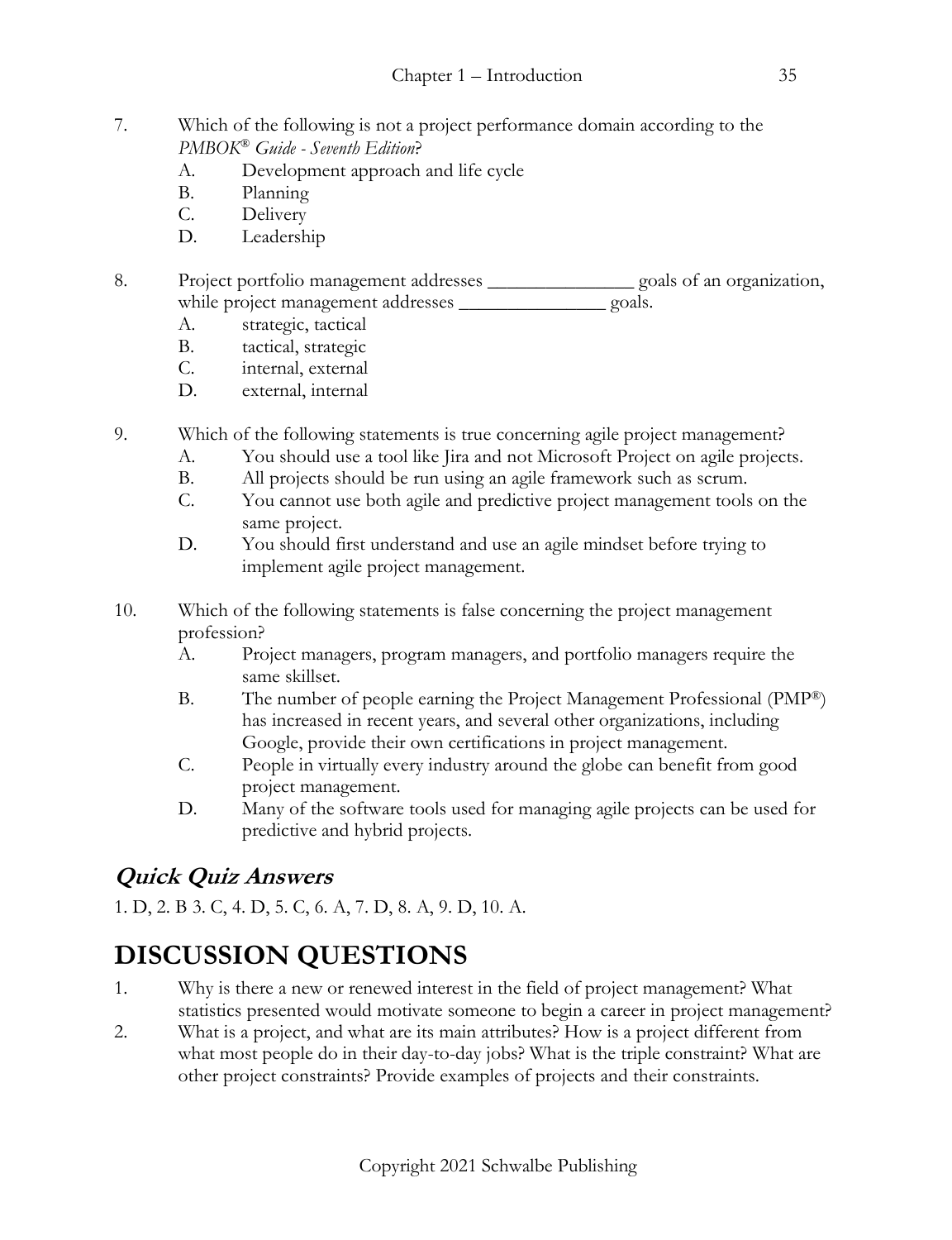7. Which of the following is not a project performance domain according to the *PMBOK® Guide - Seventh Edition*?
   A. Development approach and life cycle
   B. Planning
   C. Delivery
   D. Leadership

8. Project portfolio management addresses _______________ goals of an organization, while project management addresses _______________ goals.
   A. strategic, tactical
   B. tactical, strategic
   C. internal, external
   D. external, internal

9. Which of the following statements is true concerning agile project management?
   A. You should use a tool like Jira and not Microsoft Project on agile projects.
   B. All projects should be run using an agile framework such as scrum.
   C. You cannot use both agile and predictive project management tools on the same project.
   D. You should first understand and use an agile mindset before trying to implement agile project management.

10. Which of the following statements is false concerning the project management profession?
   A. Project managers, program managers, and portfolio managers require the same skillset.
   B. The number of people earning the Project Management Professional (PMP®) has increased in recent years, and several other organizations, including Google, provide their own certifications in project management.
   C. People in virtually every industry around the globe can benefit from good project management.
   D. Many of the software tools used for managing agile projects can be used for predictive and hybrid projects.

## *Quick Quiz Answers*

1. D, 2. B 3. C, 4. D, 5. C, 6. A, 7. D, 8. A, 9. D, 10. A.

# DISCUSSION QUESTIONS

1. Why is there a new or renewed interest in the field of project management? What statistics presented would motivate someone to begin a career in project management?
2. What is a project, and what are its main attributes? How is a project different from what most people do in their day-to-day jobs? What is the triple constraint? What are other project constraints? Provide examples of projects and their constraints.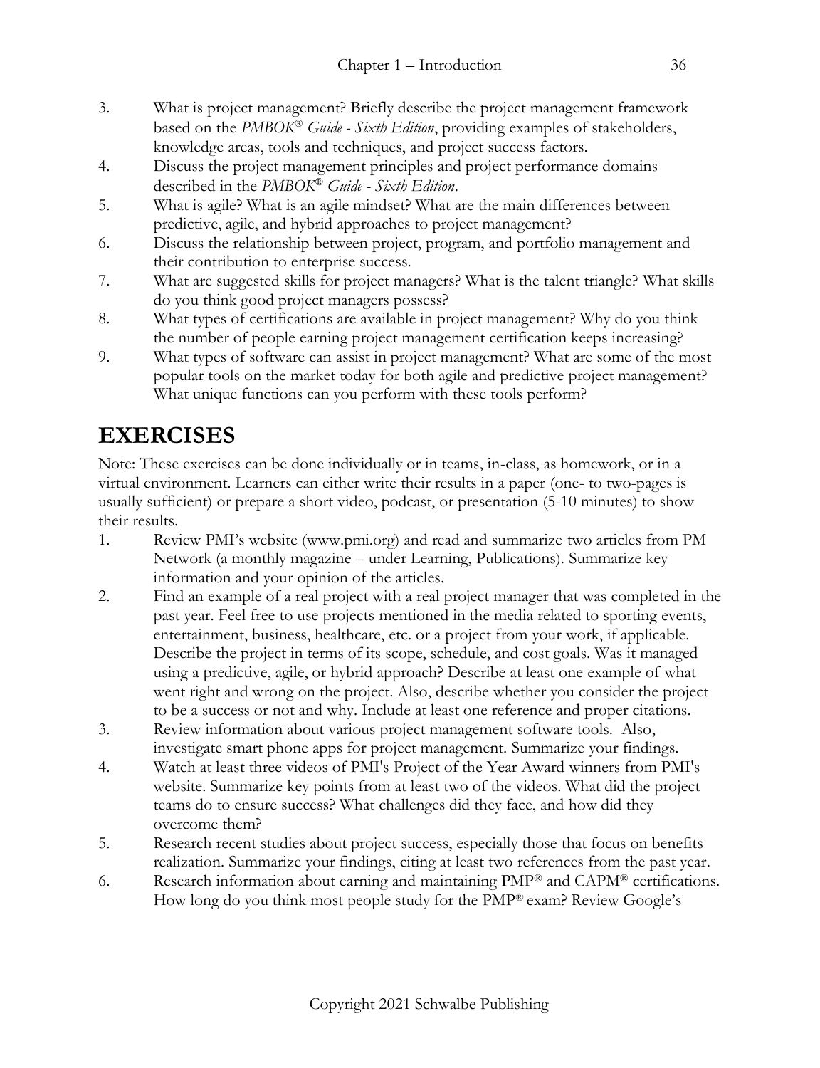3. What is project management? Briefly describe the project management framework based on the *PMBOK® Guide - Sixth Edition*, providing examples of stakeholders, knowledge areas, tools and techniques, and project success factors.
4. Discuss the project management principles and project performance domains described in the *PMBOK® Guide - Sixth Edition*.
5. What is agile? What is an agile mindset? What are the main differences between predictive, agile, and hybrid approaches to project management?
6. Discuss the relationship between project, program, and portfolio management and their contribution to enterprise success.
7. What are suggested skills for project managers? What is the talent triangle? What skills do you think good project managers possess?
8. What types of certifications are available in project management? Why do you think the number of people earning project management certification keeps increasing?
9. What types of software can assist in project management? What are some of the most popular tools on the market today for both agile and predictive project management? What unique functions can you perform with these tools perform?

# EXERCISES

Note: These exercises can be done individually or in teams, in-class, as homework, or in a virtual environment. Learners can either write their results in a paper (one- to two-pages is usually sufficient) or prepare a short video, podcast, or presentation (5-10 minutes) to show their results.

1. Review PMI's website (www.pmi.org) and read and summarize two articles from PM Network (a monthly magazine – under Learning, Publications). Summarize key information and your opinion of the articles.
2. Find an example of a real project with a real project manager that was completed in the past year. Feel free to use projects mentioned in the media related to sporting events, entertainment, business, healthcare, etc. or a project from your work, if applicable. Describe the project in terms of its scope, schedule, and cost goals. Was it managed using a predictive, agile, or hybrid approach? Describe at least one example of what went right and wrong on the project. Also, describe whether you consider the project to be a success or not and why. Include at least one reference and proper citations.
3. Review information about various project management software tools. Also, investigate smart phone apps for project management. Summarize your findings.
4. Watch at least three videos of PMI's Project of the Year Award winners from PMI's website. Summarize key points from at least two of the videos. What did the project teams do to ensure success? What challenges did they face, and how did they overcome them?
5. Research recent studies about project success, especially those that focus on benefits realization. Summarize your findings, citing at least two references from the past year.
6. Research information about earning and maintaining PMP® and CAPM® certifications. How long do you think most people study for the PMP® exam? Review Google's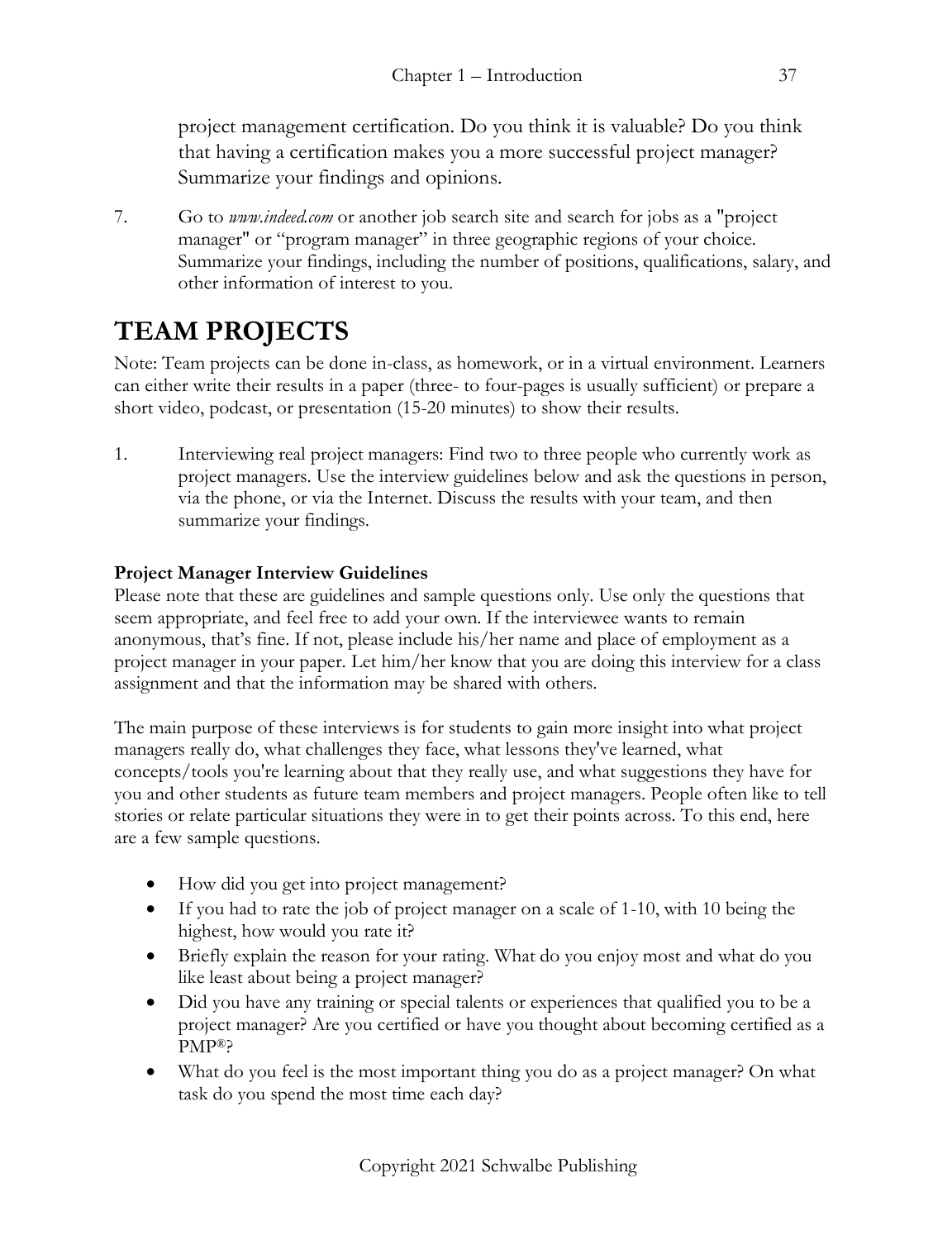project management certification. Do you think it is valuable? Do you think that having a certification makes you a more successful project manager? Summarize your findings and opinions.

7. Go to *www.indeed.com* or another job search site and search for jobs as a "project manager" or "program manager" in three geographic regions of your choice. Summarize your findings, including the number of positions, qualifications, salary, and other information of interest to you.

# TEAM PROJECTS

Note: Team projects can be done in-class, as homework, or in a virtual environment. Learners can either write their results in a paper (three- to four-pages is usually sufficient) or prepare a short video, podcast, or presentation (15-20 minutes) to show their results.

1. Interviewing real project managers: Find two to three people who currently work as project managers. Use the interview guidelines below and ask the questions in person, via the phone, or via the Internet. Discuss the results with your team, and then summarize your findings.

**Project Manager Interview Guidelines**

Please note that these are guidelines and sample questions only. Use only the questions that seem appropriate, and feel free to add your own. If the interviewee wants to remain anonymous, that's fine. If not, please include his/her name and place of employment as a project manager in your paper. Let him/her know that you are doing this interview for a class assignment and that the information may be shared with others.

The main purpose of these interviews is for students to gain more insight into what project managers really do, what challenges they face, what lessons they've learned, what concepts/tools you're learning about that they really use, and what suggestions they have for you and other students as future team members and project managers. People often like to tell stories or relate particular situations they were in to get their points across. To this end, here are a few sample questions.

- How did you get into project management?
- If you had to rate the job of project manager on a scale of 1-10, with 10 being the highest, how would you rate it?
- Briefly explain the reason for your rating. What do you enjoy most and what do you like least about being a project manager?
- Did you have any training or special talents or experiences that qualified you to be a project manager? Are you certified or have you thought about becoming certified as a PMP®?
- What do you feel is the most important thing you do as a project manager? On what task do you spend the most time each day?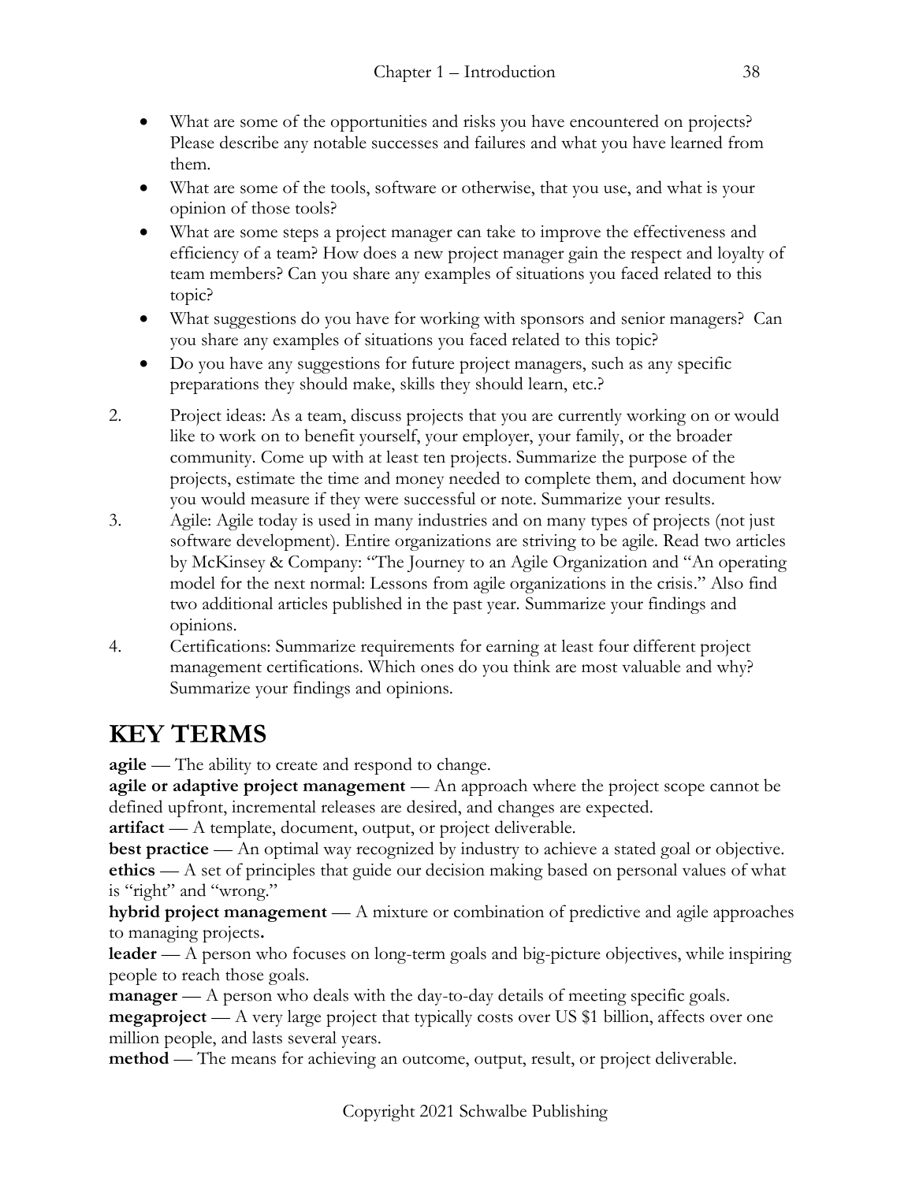- What are some of the opportunities and risks you have encountered on projects? Please describe any notable successes and failures and what you have learned from them.
- What are some of the tools, software or otherwise, that you use, and what is your opinion of those tools?
- What are some steps a project manager can take to improve the effectiveness and efficiency of a team? How does a new project manager gain the respect and loyalty of team members? Can you share any examples of situations you faced related to this topic?
- What suggestions do you have for working with sponsors and senior managers? Can you share any examples of situations you faced related to this topic?
- Do you have any suggestions for future project managers, such as any specific preparations they should make, skills they should learn, etc.?

2. Project ideas: As a team, discuss projects that you are currently working on or would like to work on to benefit yourself, your employer, your family, or the broader community. Come up with at least ten projects. Summarize the purpose of the projects, estimate the time and money needed to complete them, and document how you would measure if they were successful or note. Summarize your results.
3. Agile: Agile today is used in many industries and on many types of projects (not just software development). Entire organizations are striving to be agile. Read two articles by McKinsey & Company: "The Journey to an Agile Organization and "An operating model for the next normal: Lessons from agile organizations in the crisis." Also find two additional articles published in the past year. Summarize your findings and opinions.
4. Certifications: Summarize requirements for earning at least four different project management certifications. Which ones do you think are most valuable and why? Summarize your findings and opinions.

# KEY TERMS

**agile** — The ability to create and respond to change.
**agile or adaptive project management** — An approach where the project scope cannot be defined upfront, incremental releases are desired, and changes are expected.
**artifact** — A template, document, output, or project deliverable.
**best practice** — An optimal way recognized by industry to achieve a stated goal or objective.
**ethics** — A set of principles that guide our decision making based on personal values of what is "right" and "wrong."
**hybrid project management** — A mixture or combination of predictive and agile approaches to managing projects**.**
**leader** — A person who focuses on long-term goals and big-picture objectives, while inspiring people to reach those goals.
**manager** — A person who deals with the day-to-day details of meeting specific goals.
**megaproject** — A very large project that typically costs over US $1 billion, affects over one million people, and lasts several years.
**method** — The means for achieving an outcome, output, result, or project deliverable.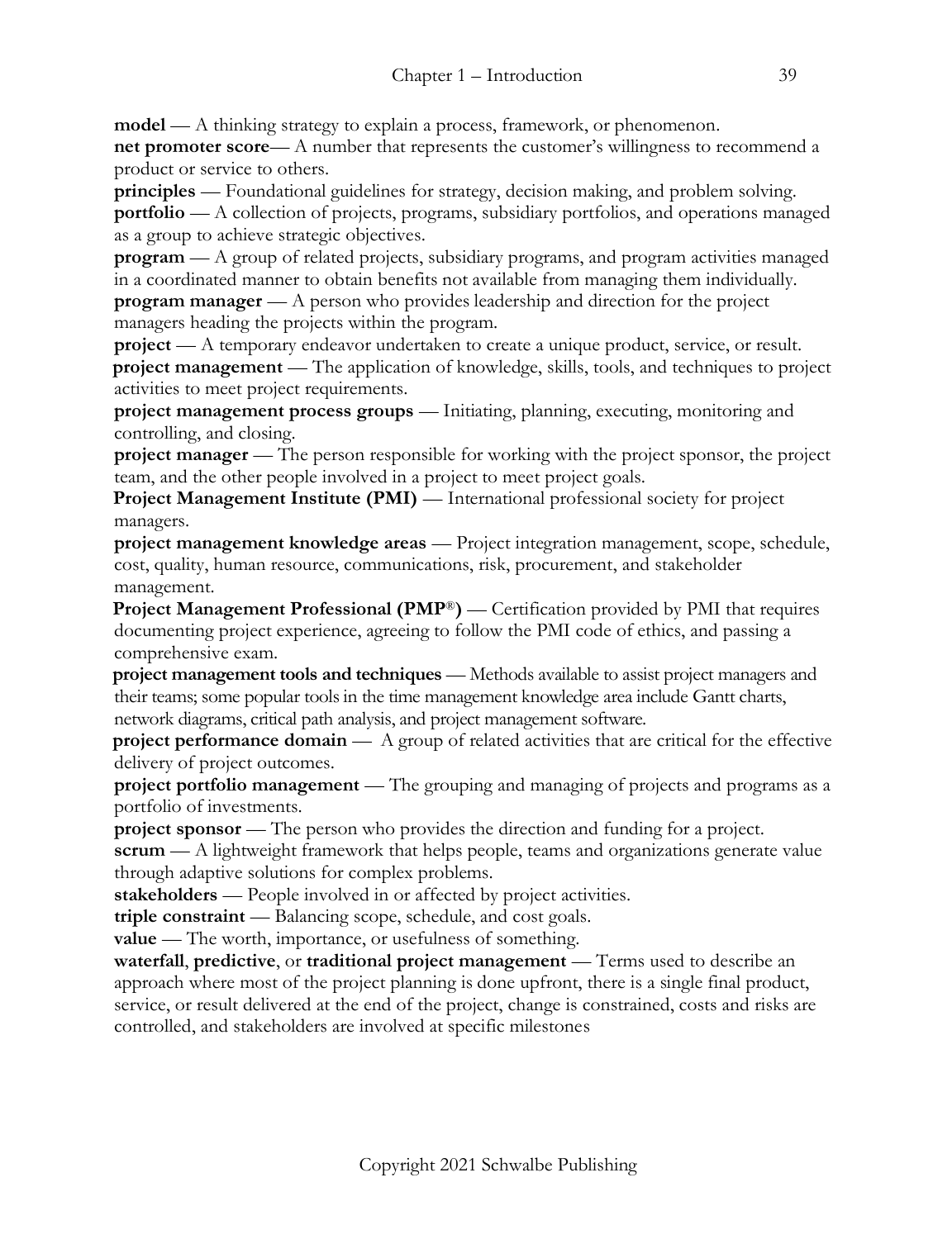**model** — A thinking strategy to explain a process, framework, or phenomenon.
**net promoter score**— A number that represents the customer's willingness to recommend a product or service to others.
**principles** — Foundational guidelines for strategy, decision making, and problem solving.
**portfolio** — A collection of projects, programs, subsidiary portfolios, and operations managed as a group to achieve strategic objectives.
**program** — A group of related projects, subsidiary programs, and program activities managed in a coordinated manner to obtain benefits not available from managing them individually.
**program manager** — A person who provides leadership and direction for the project managers heading the projects within the program.
**project** — A temporary endeavor undertaken to create a unique product, service, or result.
**project management** — The application of knowledge, skills, tools, and techniques to project activities to meet project requirements.
**project management process groups** — Initiating, planning, executing, monitoring and controlling, and closing.
**project manager** — The person responsible for working with the project sponsor, the project team, and the other people involved in a project to meet project goals.
**Project Management Institute (PMI)** — International professional society for project managers.
**project management knowledge areas** — Project integration management, scope, schedule, cost, quality, human resource, communications, risk, procurement, and stakeholder management.
**Project Management Professional (PMP®)** — Certification provided by PMI that requires documenting project experience, agreeing to follow the PMI code of ethics, and passing a comprehensive exam.
**project management tools and techniques** — Methods available to assist project managers and their teams; some popular tools in the time management knowledge area include Gantt charts, network diagrams, critical path analysis, and project management software.
**project performance domain** — A group of related activities that are critical for the effective delivery of project outcomes.
**project portfolio management** — The grouping and managing of projects and programs as a portfolio of investments.
**project sponsor** — The person who provides the direction and funding for a project.
**scrum** — A lightweight framework that helps people, teams and organizations generate value through adaptive solutions for complex problems.
**stakeholders** — People involved in or affected by project activities.
**triple constraint** — Balancing scope, schedule, and cost goals.
**value** — The worth, importance, or usefulness of something.
**waterfall**, **predictive**, or **traditional project management** — Terms used to describe an approach where most of the project planning is done upfront, there is a single final product, service, or result delivered at the end of the project, change is constrained, costs and risks are controlled, and stakeholders are involved at specific milestones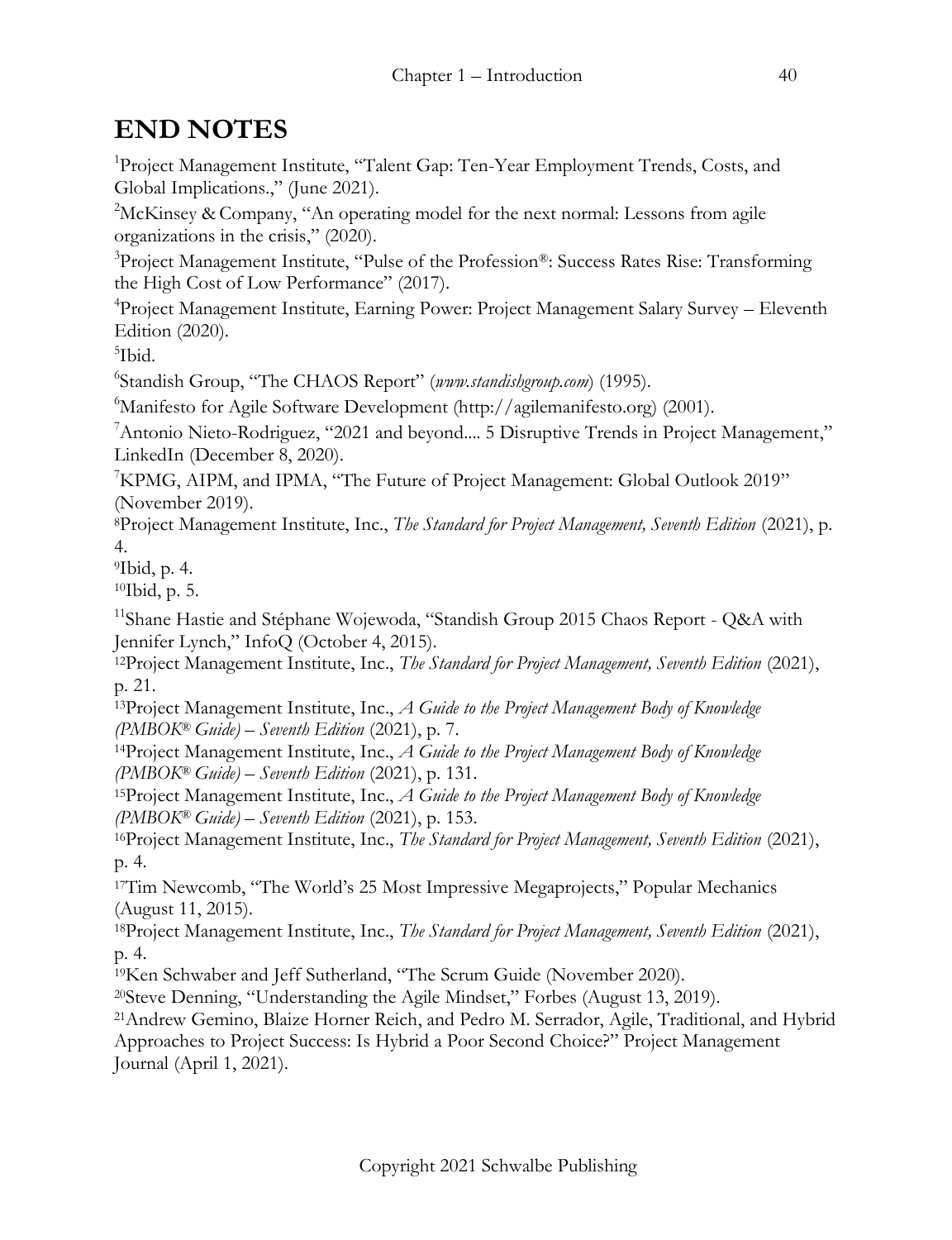# END NOTES

[1]Project Management Institute, "Talent Gap: Ten-Year Employment Trends, Costs, and Global Implications.," (June 2021).

[2]McKinsey & Company, "An operating model for the next normal: Lessons from agile organizations in the crisis," (2020).

[3]Project Management Institute, "Pulse of the Profession®: Success Rates Rise: Transforming the High Cost of Low Performance" (2017).

[4]Project Management Institute, Earning Power: Project Management Salary Survey – Eleventh Edition (2020).

[5]Ibid.

[6]Standish Group, "The CHAOS Report" (*www.standishgroup.com*) (1995).

[6]Manifesto for Agile Software Development (http://agilemanifesto.org) (2001).

[7]Antonio Nieto-Rodriguez, "2021 and beyond.... 5 Disruptive Trends in Project Management," LinkedIn (December 8, 2020).

[7]KPMG, AIPM, and IPMA, "The Future of Project Management: Global Outlook 2019" (November 2019).

[8]Project Management Institute, Inc., *The Standard for Project Management, Seventh Edition* (2021), p. 4.

[9]Ibid, p. 4.

[10]Ibid, p. 5.

[11]Shane Hastie and Stéphane Wojewoda, "Standish Group 2015 Chaos Report - Q&A with Jennifer Lynch," InfoQ (October 4, 2015).

[12]Project Management Institute, Inc., *The Standard for Project Management, Seventh Edition* (2021), p. 21.

[13]Project Management Institute, Inc., *A Guide to the Project Management Body of Knowledge (PMBOK® Guide) – Seventh Edition* (2021), p. 7.

[14]Project Management Institute, Inc., *A Guide to the Project Management Body of Knowledge (PMBOK® Guide) – Seventh Edition* (2021), p. 131.

[15]Project Management Institute, Inc., *A Guide to the Project Management Body of Knowledge (PMBOK® Guide) – Seventh Edition* (2021), p. 153.

[16]Project Management Institute, Inc., *The Standard for Project Management, Seventh Edition* (2021), p. 4.

[17]Tim Newcomb, "The World's 25 Most Impressive Megaprojects," Popular Mechanics (August 11, 2015).

[18]Project Management Institute, Inc., *The Standard for Project Management, Seventh Edition* (2021), p. 4.

[19]Ken Schwaber and Jeff Sutherland, "The Scrum Guide (November 2020).

[20]Steve Denning, "Understanding the Agile Mindset," Forbes (August 13, 2019).

[21]Andrew Gemino, Blaize Horner Reich, and Pedro M. Serrador, Agile, Traditional, and Hybrid Approaches to Project Success: Is Hybrid a Poor Second Choice?" Project Management Journal (April 1, 2021).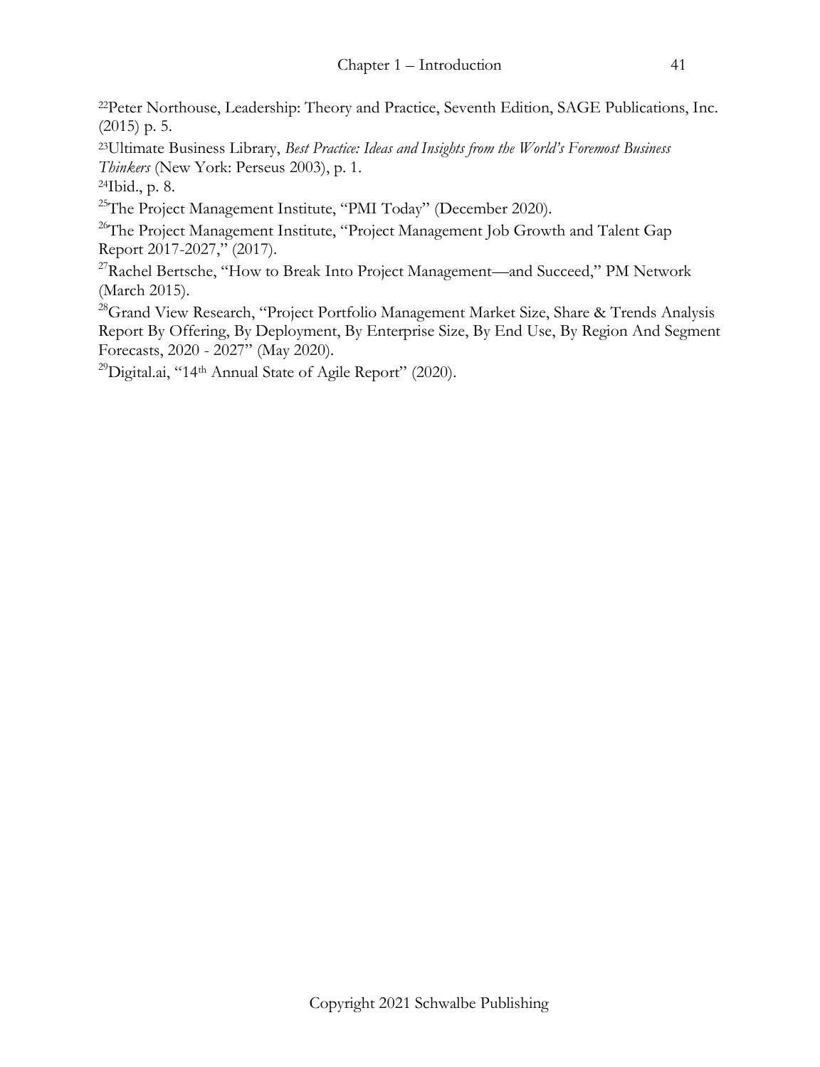[22]Peter Northouse, Leadership: Theory and Practice, Seventh Edition, SAGE Publications, Inc. (2015) p. 5.

[23]Ultimate Business Library, *Best Practice: Ideas and Insights from the World's Foremost Business Thinkers* (New York: Perseus 2003), p. 1.

[24]Ibid., p. 8.

[25]The Project Management Institute, "PMI Today" (December 2020).

[26]The Project Management Institute, "Project Management Job Growth and Talent Gap Report 2017-2027," (2017).

[27]Rachel Bertsche, "How to Break Into Project Management—and Succeed," PM Network (March 2015).

[28]Grand View Research, "Project Portfolio Management Market Size, Share & Trends Analysis Report By Offering, By Deployment, By Enterprise Size, By End Use, By Region And Segment Forecasts, 2020 - 2027" (May 2020).

[29]Digital.ai, "14th Annual State of Agile Report" (2020).